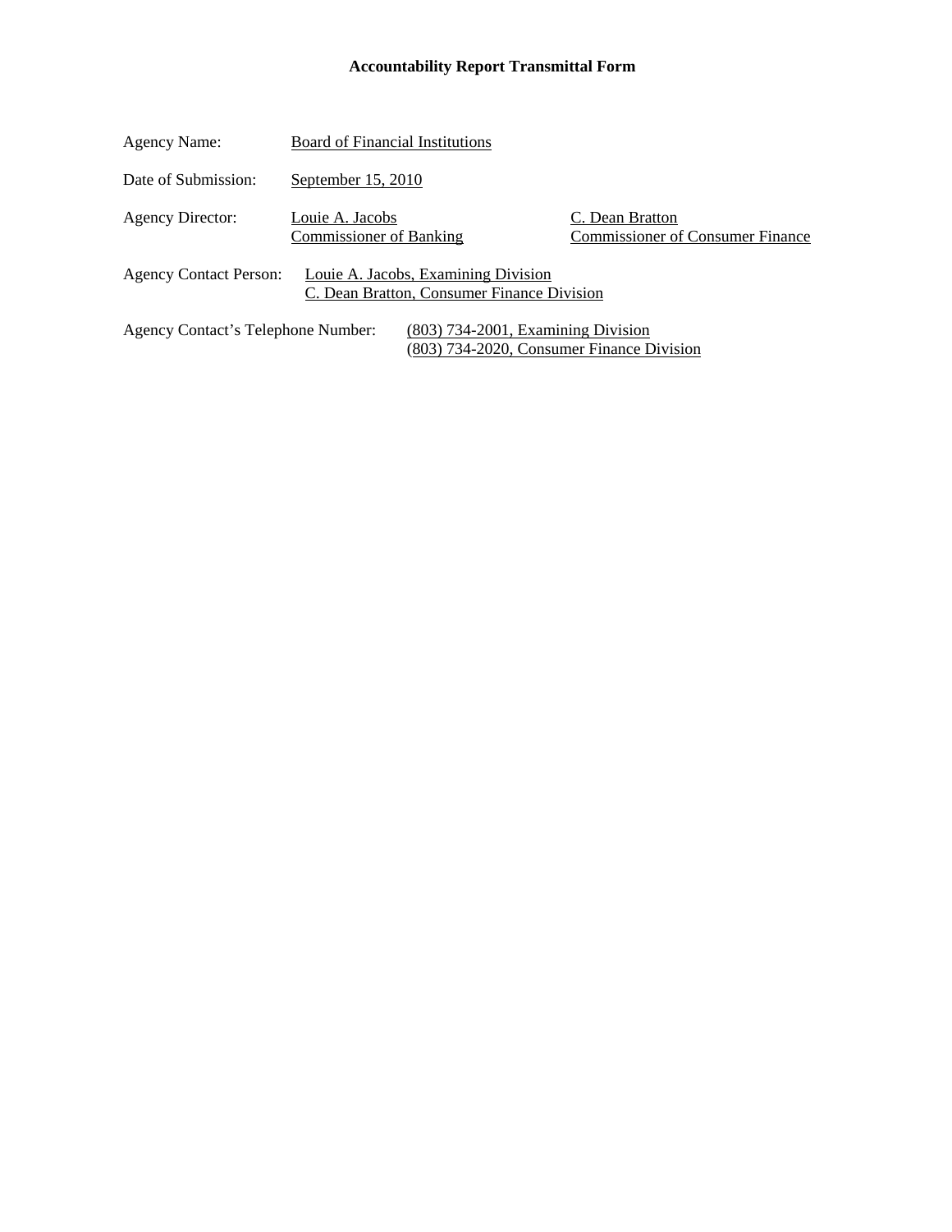# Accountability Report Transmittal Form

Agency Name: Board of Financial Institutions

Date of Submission: September 15, 2010

Agency Director: Louie A. Jacobs, Commissioner of Banking; C. Dean Bratton, Commissioner of Consumer Finance

Agency Contact Person: Louie A. Jacobs, Examining Division; C. Dean Bratton, Consumer Finance Division

Agency Contact's Telephone Number: (803) 734-2001, Examining Division; (803) 734-2020, Consumer Finance Division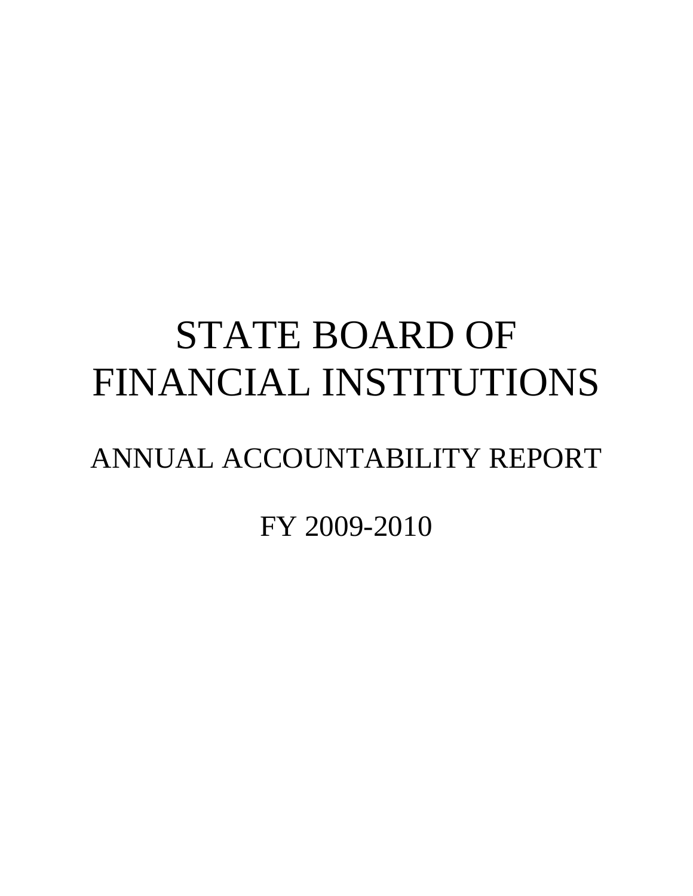# STATE BOARD OF FINANCIAL INSTITUTIONS

## ANNUAL ACCOUNTABILITY REPORT

## FY 2009-2010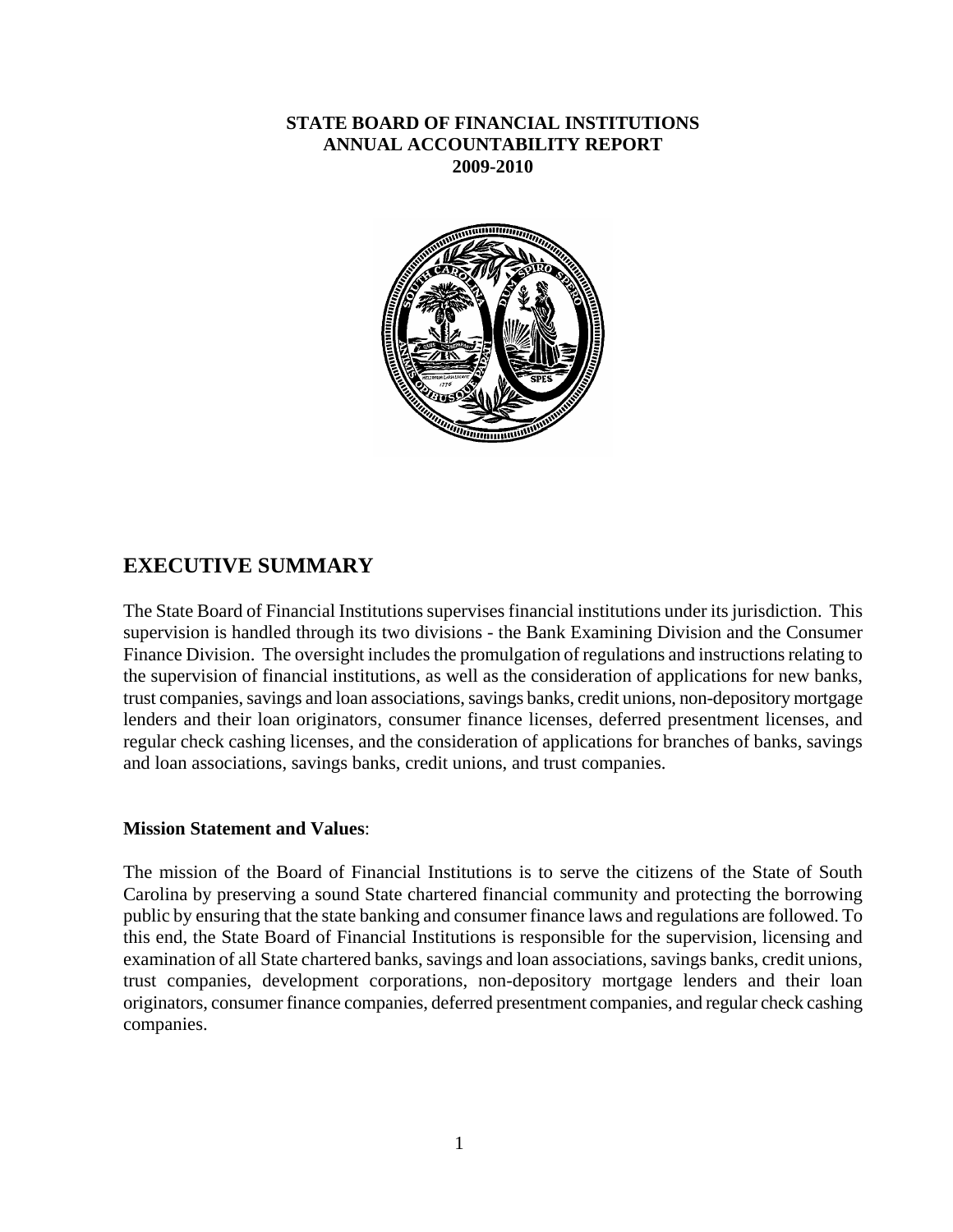**STATE BOARD OF FINANCIAL INSTITUTIONS**
**ANNUAL ACCOUNTABILITY REPORT**
**2009-2010**

## EXECUTIVE SUMMARY

The State Board of Financial Institutions supervises financial institutions under its jurisdiction. This supervision is handled through its two divisions - the Bank Examining Division and the Consumer Finance Division. The oversight includes the promulgation of regulations and instructions relating to the supervision of financial institutions, as well as the consideration of applications for new banks, trust companies, savings and loan associations, savings banks, credit unions, non-depository mortgage lenders and their loan originators, consumer finance licenses, deferred presentment licenses, and regular check cashing licenses, and the consideration of applications for branches of banks, savings and loan associations, savings banks, credit unions, and trust companies.

**Mission Statement and Values**:

The mission of the Board of Financial Institutions is to serve the citizens of the State of South Carolina by preserving a sound State chartered financial community and protecting the borrowing public by ensuring that the state banking and consumer finance laws and regulations are followed. To this end, the State Board of Financial Institutions is responsible for the supervision, licensing and examination of all State chartered banks, savings and loan associations, savings banks, credit unions, trust companies, development corporations, non-depository mortgage lenders and their loan originators, consumer finance companies, deferred presentment companies, and regular check cashing companies.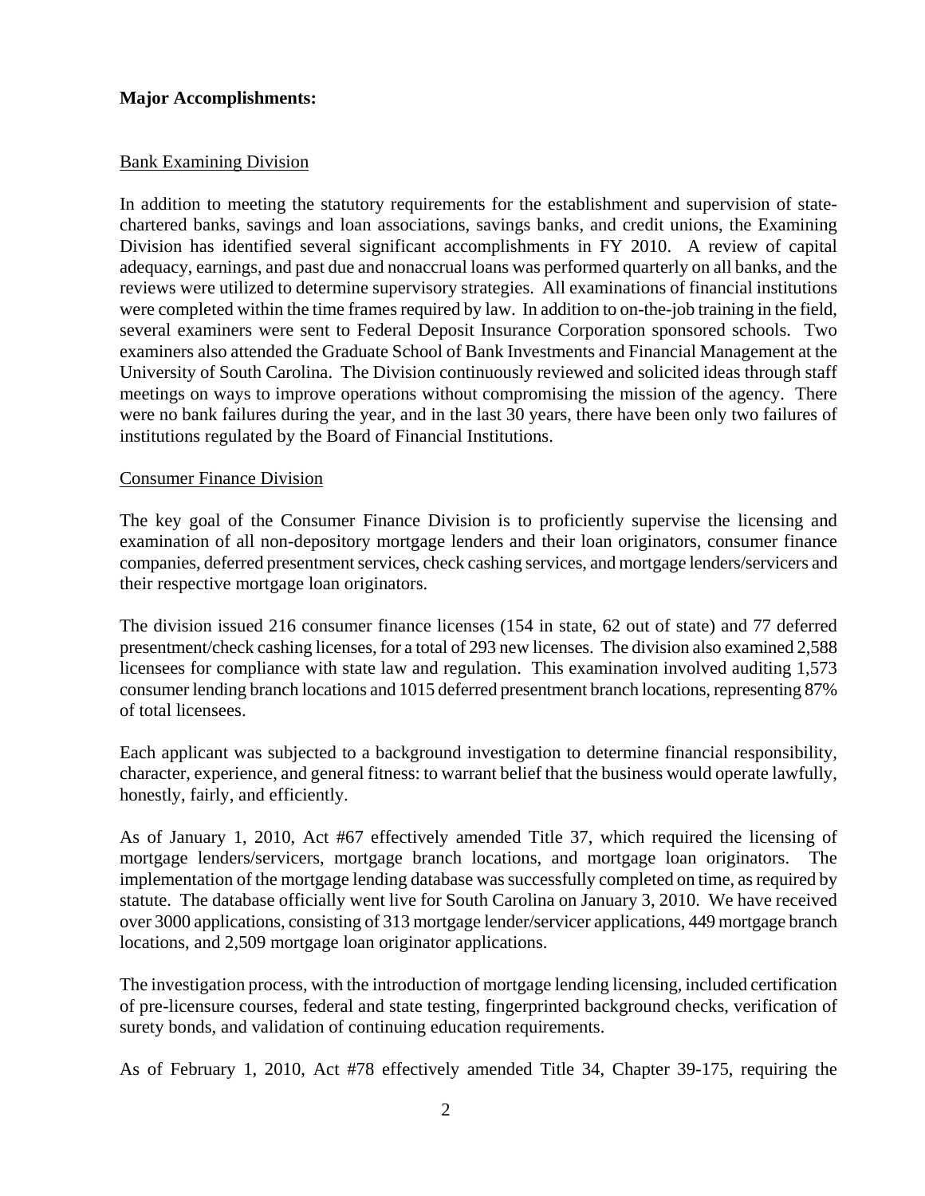**Major Accomplishments:**

Bank Examining Division

In addition to meeting the statutory requirements for the establishment and supervision of state-chartered banks, savings and loan associations, savings banks, and credit unions, the Examining Division has identified several significant accomplishments in FY 2010. A review of capital adequacy, earnings, and past due and nonaccrual loans was performed quarterly on all banks, and the reviews were utilized to determine supervisory strategies. All examinations of financial institutions were completed within the time frames required by law. In addition to on-the-job training in the field, several examiners were sent to Federal Deposit Insurance Corporation sponsored schools. Two examiners also attended the Graduate School of Bank Investments and Financial Management at the University of South Carolina. The Division continuously reviewed and solicited ideas through staff meetings on ways to improve operations without compromising the mission of the agency. There were no bank failures during the year, and in the last 30 years, there have been only two failures of institutions regulated by the Board of Financial Institutions.

Consumer Finance Division

The key goal of the Consumer Finance Division is to proficiently supervise the licensing and examination of all non-depository mortgage lenders and their loan originators, consumer finance companies, deferred presentment services, check cashing services, and mortgage lenders/servicers and their respective mortgage loan originators.

The division issued 216 consumer finance licenses (154 in state, 62 out of state) and 77 deferred presentment/check cashing licenses, for a total of 293 new licenses. The division also examined 2,588 licensees for compliance with state law and regulation. This examination involved auditing 1,573 consumer lending branch locations and 1015 deferred presentment branch locations, representing 87% of total licensees.

Each applicant was subjected to a background investigation to determine financial responsibility, character, experience, and general fitness: to warrant belief that the business would operate lawfully, honestly, fairly, and efficiently.

As of January 1, 2010, Act #67 effectively amended Title 37, which required the licensing of mortgage lenders/servicers, mortgage branch locations, and mortgage loan originators. The implementation of the mortgage lending database was successfully completed on time, as required by statute. The database officially went live for South Carolina on January 3, 2010. We have received over 3000 applications, consisting of 313 mortgage lender/servicer applications, 449 mortgage branch locations, and 2,509 mortgage loan originator applications.

The investigation process, with the introduction of mortgage lending licensing, included certification of pre-licensure courses, federal and state testing, fingerprinted background checks, verification of surety bonds, and validation of continuing education requirements.

As of February 1, 2010, Act #78 effectively amended Title 34, Chapter 39-175, requiring the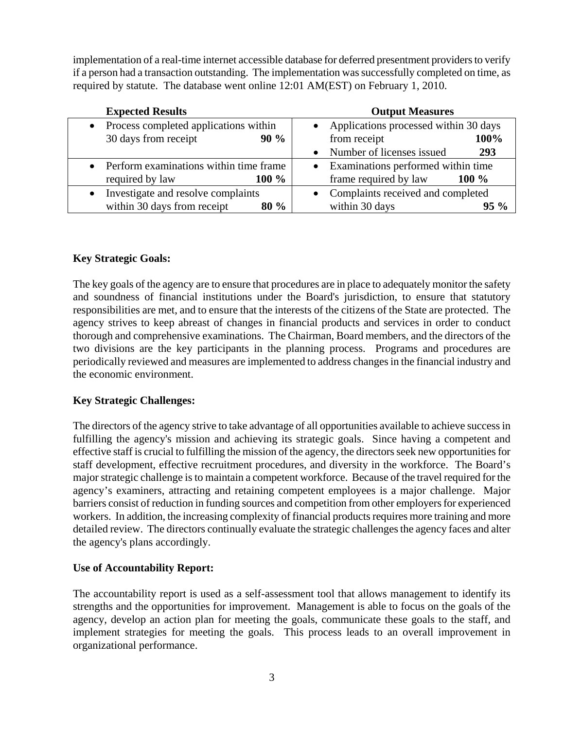implementation of a real-time internet accessible database for deferred presentment providers to verify if a person had a transaction outstanding. The implementation was successfully completed on time, as required by statute. The database went online 12:01 AM(EST) on February 1, 2010.

| Expected Results | Output Measures |
| --- | --- |
| • Process completed applications within 30 days from receipt **90 %** | • Applications processed within 30 days from receipt **100%**<br>• Number of licenses issued **293** |
| • Perform examinations within time frame required by law **100 %** | • Examinations performed within time frame required by law **100 %** |
| • Investigate and resolve complaints within 30 days from receipt **80 %** | • Complaints received and completed within 30 days **95 %** |

**Key Strategic Goals:**

The key goals of the agency are to ensure that procedures are in place to adequately monitor the safety and soundness of financial institutions under the Board's jurisdiction, to ensure that statutory responsibilities are met, and to ensure that the interests of the citizens of the State are protected. The agency strives to keep abreast of changes in financial products and services in order to conduct thorough and comprehensive examinations. The Chairman, Board members, and the directors of the two divisions are the key participants in the planning process. Programs and procedures are periodically reviewed and measures are implemented to address changes in the financial industry and the economic environment.

**Key Strategic Challenges:**

The directors of the agency strive to take advantage of all opportunities available to achieve success in fulfilling the agency's mission and achieving its strategic goals. Since having a competent and effective staff is crucial to fulfilling the mission of the agency, the directors seek new opportunities for staff development, effective recruitment procedures, and diversity in the workforce. The Board's major strategic challenge is to maintain a competent workforce. Because of the travel required for the agency's examiners, attracting and retaining competent employees is a major challenge. Major barriers consist of reduction in funding sources and competition from other employers for experienced workers. In addition, the increasing complexity of financial products requires more training and more detailed review. The directors continually evaluate the strategic challenges the agency faces and alter the agency's plans accordingly.

**Use of Accountability Report:**

The accountability report is used as a self-assessment tool that allows management to identify its strengths and the opportunities for improvement. Management is able to focus on the goals of the agency, develop an action plan for meeting the goals, communicate these goals to the staff, and implement strategies for meeting the goals. This process leads to an overall improvement in organizational performance.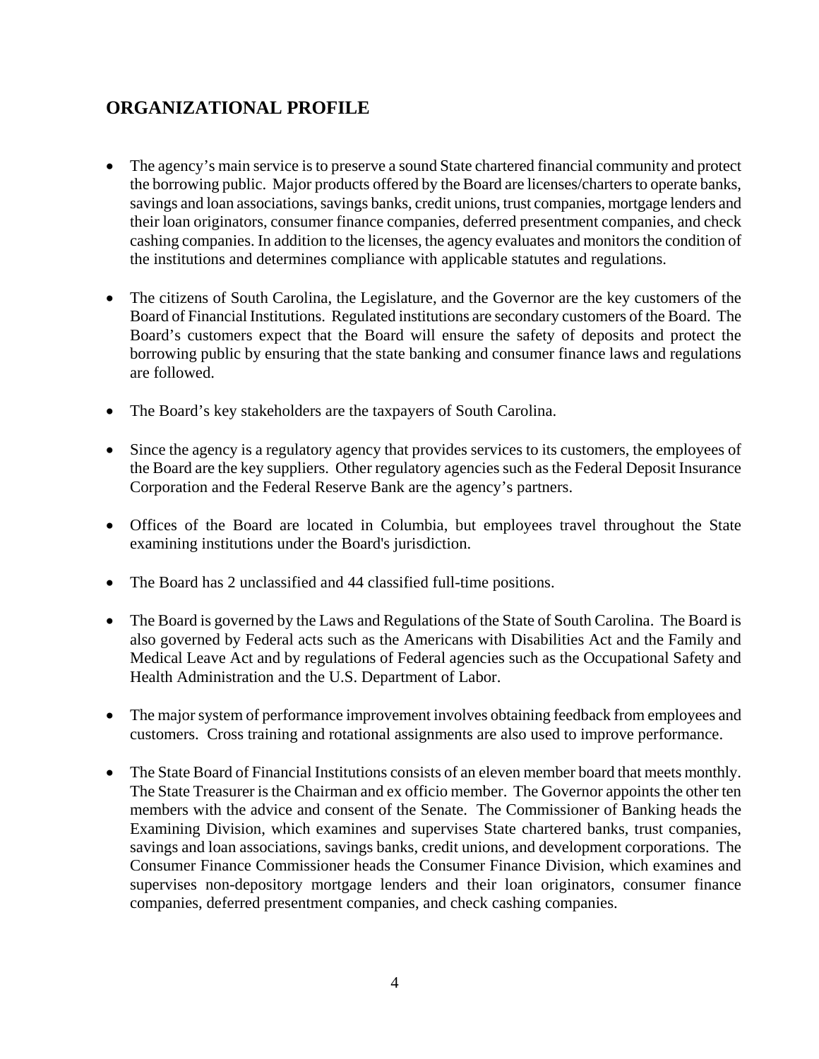## ORGANIZATIONAL PROFILE

- The agency's main service is to preserve a sound State chartered financial community and protect the borrowing public. Major products offered by the Board are licenses/charters to operate banks, savings and loan associations, savings banks, credit unions, trust companies, mortgage lenders and their loan originators, consumer finance companies, deferred presentment companies, and check cashing companies. In addition to the licenses, the agency evaluates and monitors the condition of the institutions and determines compliance with applicable statutes and regulations.

- The citizens of South Carolina, the Legislature, and the Governor are the key customers of the Board of Financial Institutions. Regulated institutions are secondary customers of the Board. The Board's customers expect that the Board will ensure the safety of deposits and protect the borrowing public by ensuring that the state banking and consumer finance laws and regulations are followed.

- The Board's key stakeholders are the taxpayers of South Carolina.

- Since the agency is a regulatory agency that provides services to its customers, the employees of the Board are the key suppliers. Other regulatory agencies such as the Federal Deposit Insurance Corporation and the Federal Reserve Bank are the agency's partners.

- Offices of the Board are located in Columbia, but employees travel throughout the State examining institutions under the Board's jurisdiction.

- The Board has 2 unclassified and 44 classified full-time positions.

- The Board is governed by the Laws and Regulations of the State of South Carolina. The Board is also governed by Federal acts such as the Americans with Disabilities Act and the Family and Medical Leave Act and by regulations of Federal agencies such as the Occupational Safety and Health Administration and the U.S. Department of Labor.

- The major system of performance improvement involves obtaining feedback from employees and customers. Cross training and rotational assignments are also used to improve performance.

- The State Board of Financial Institutions consists of an eleven member board that meets monthly. The State Treasurer is the Chairman and ex officio member. The Governor appoints the other ten members with the advice and consent of the Senate. The Commissioner of Banking heads the Examining Division, which examines and supervises State chartered banks, trust companies, savings and loan associations, savings banks, credit unions, and development corporations. The Consumer Finance Commissioner heads the Consumer Finance Division, which examines and supervises non-depository mortgage lenders and their loan originators, consumer finance companies, deferred presentment companies, and check cashing companies.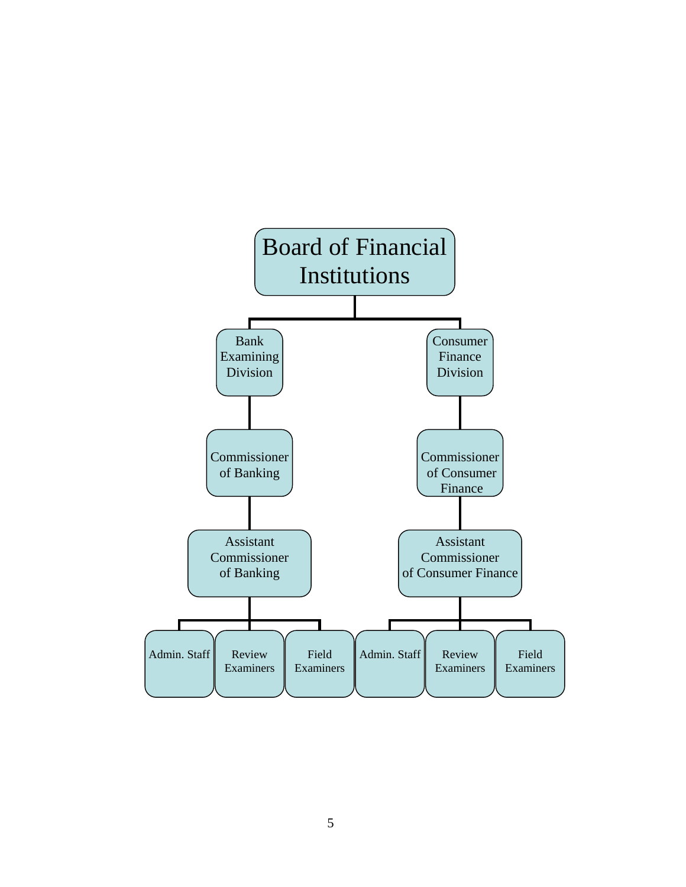- Board of Financial Institutions
  - Bank Examining Division
    - Commissioner of Banking
      - Assistant Commissioner of Banking
        - Admin. Staff
        - Review Examiners
        - Field Examiners
  - Consumer Finance Division
    - Commissioner of Consumer Finance
      - Assistant Commissioner of Consumer Finance
        - Admin. Staff
        - Review Examiners
        - Field Examiners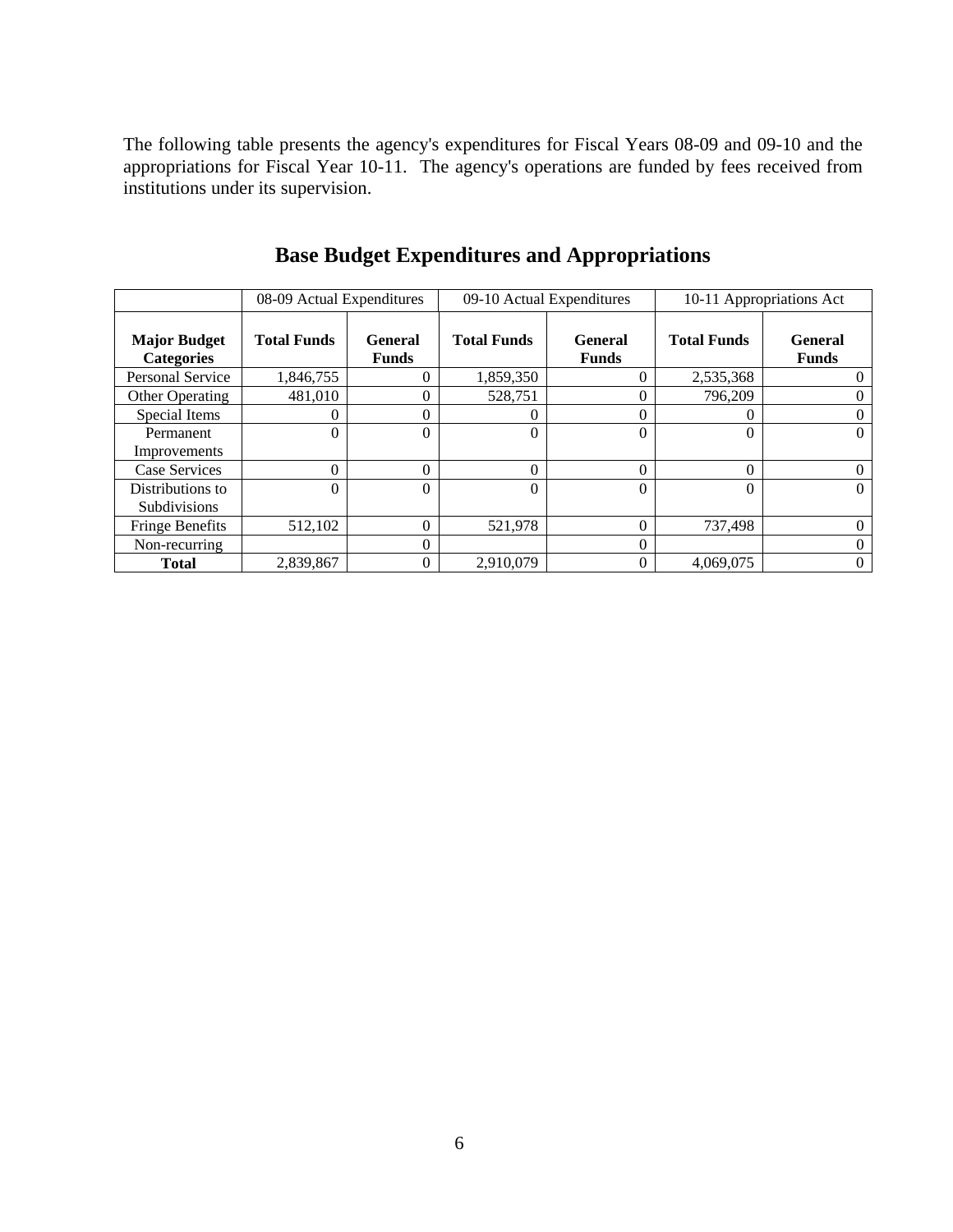The following table presents the agency's expenditures for Fiscal Years 08-09 and 09-10 and the appropriations for Fiscal Year 10-11. The agency's operations are funded by fees received from institutions under its supervision.

## Base Budget Expenditures and Appropriations

| | 08-09 Actual Expenditures | | 09-10 Actual Expenditures | | 10-11 Appropriations Act | |
|---|---|---|---|---|---|---|
| **Major Budget Categories** | **Total Funds** | **General Funds** | **Total Funds** | **General Funds** | **Total Funds** | **General Funds** |
| Personal Service | 1,846,755 | 0 | 1,859,350 | 0 | 2,535,368 | 0 |
| Other Operating | 481,010 | 0 | 528,751 | 0 | 796,209 | 0 |
| Special Items | 0 | 0 | 0 | 0 | 0 | 0 |
| Permanent Improvements | 0 | 0 | 0 | 0 | 0 | 0 |
| Case Services | 0 | 0 | 0 | 0 | 0 | 0 |
| Distributions to Subdivisions | 0 | 0 | 0 | 0 | 0 | 0 |
| Fringe Benefits | 512,102 | 0 | 521,978 | 0 | 737,498 | 0 |
| Non-recurring | | 0 | | 0 | | 0 |
| **Total** | 2,839,867 | 0 | 2,910,079 | 0 | 4,069,075 | 0 |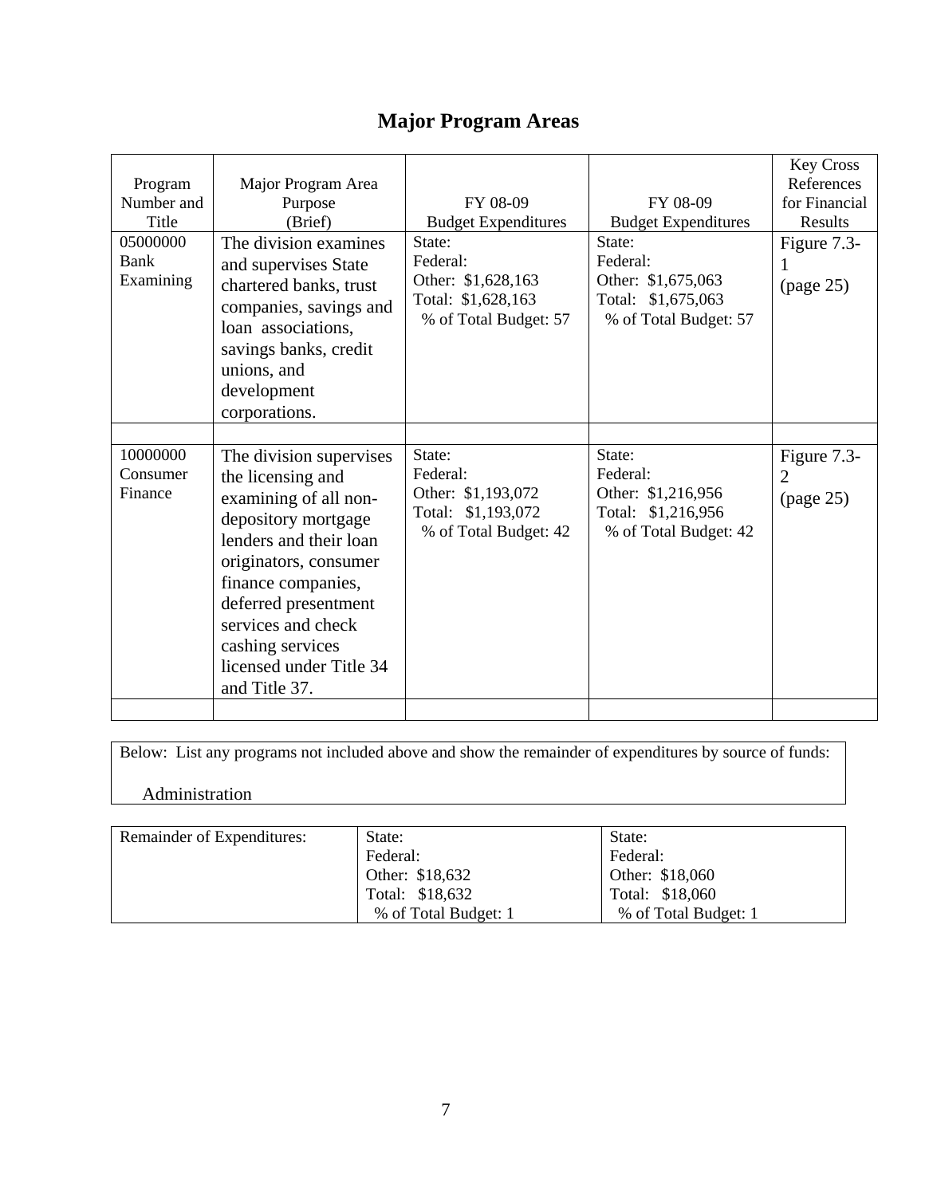# Major Program Areas

| Program Number and Title | Major Program Area Purpose (Brief) | FY 08-09 Budget Expenditures | FY 08-09 Budget Expenditures | Key Cross References for Financial Results |
|---|---|---|---|---|
| 05000000 Bank Examining | The division examines and supervises State chartered banks, trust companies, savings and loan associations, savings banks, credit unions, and development corporations. | State:<br>Federal:<br>Other: $1,628,163<br>Total: $1,628,163<br>% of Total Budget: 57 | State:<br>Federal:<br>Other: $1,675,063<br>Total: $1,675,063<br>% of Total Budget: 57 | Figure 7.3-1 (page 25) |
| | | | | |
| 10000000 Consumer Finance | The division supervises the licensing and examining of all non-depository mortgage lenders and their loan originators, consumer finance companies, deferred presentment services and check cashing services licensed under Title 34 and Title 37. | State:<br>Federal:<br>Other: $1,193,072<br>Total: $1,193,072<br>% of Total Budget: 42 | State:<br>Federal:<br>Other: $1,216,956<br>Total: $1,216,956<br>% of Total Budget: 42 | Figure 7.3-2 (page 25) |
| | | | | |

Below: List any programs not included above and show the remainder of expenditures by source of funds:

Administration

| Remainder of Expenditures: | State:<br>Federal:<br>Other: $18,632<br>Total: $18,632<br>% of Total Budget: 1 | State:<br>Federal:<br>Other: $18,060<br>Total: $18,060<br>% of Total Budget: 1 |
|---|---|---|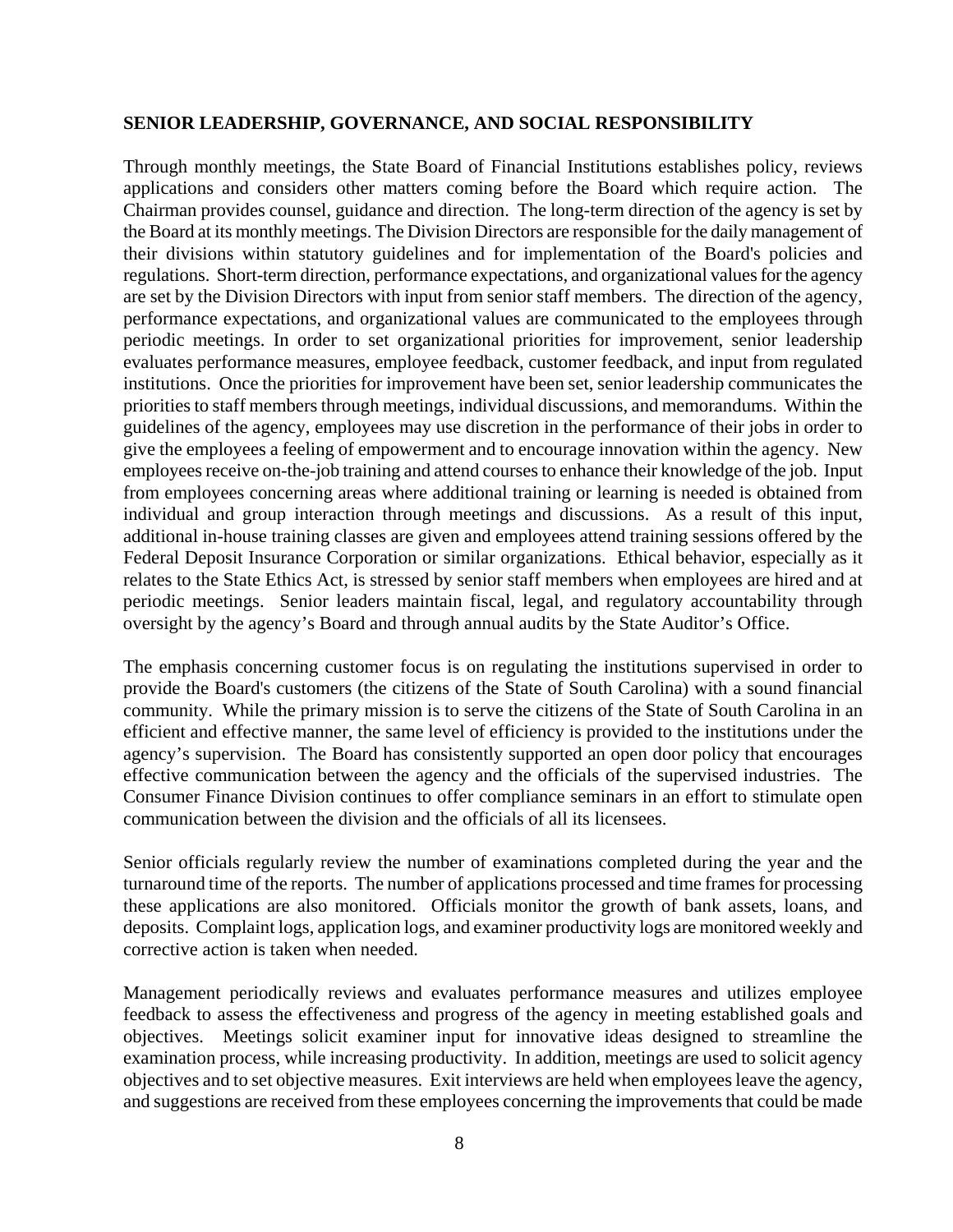## SENIOR LEADERSHIP, GOVERNANCE, AND SOCIAL RESPONSIBILITY

Through monthly meetings, the State Board of Financial Institutions establishes policy, reviews applications and considers other matters coming before the Board which require action. The Chairman provides counsel, guidance and direction. The long-term direction of the agency is set by the Board at its monthly meetings. The Division Directors are responsible for the daily management of their divisions within statutory guidelines and for implementation of the Board's policies and regulations. Short-term direction, performance expectations, and organizational values for the agency are set by the Division Directors with input from senior staff members. The direction of the agency, performance expectations, and organizational values are communicated to the employees through periodic meetings. In order to set organizational priorities for improvement, senior leadership evaluates performance measures, employee feedback, customer feedback, and input from regulated institutions. Once the priorities for improvement have been set, senior leadership communicates the priorities to staff members through meetings, individual discussions, and memorandums. Within the guidelines of the agency, employees may use discretion in the performance of their jobs in order to give the employees a feeling of empowerment and to encourage innovation within the agency. New employees receive on-the-job training and attend courses to enhance their knowledge of the job. Input from employees concerning areas where additional training or learning is needed is obtained from individual and group interaction through meetings and discussions. As a result of this input, additional in-house training classes are given and employees attend training sessions offered by the Federal Deposit Insurance Corporation or similar organizations. Ethical behavior, especially as it relates to the State Ethics Act, is stressed by senior staff members when employees are hired and at periodic meetings. Senior leaders maintain fiscal, legal, and regulatory accountability through oversight by the agency's Board and through annual audits by the State Auditor's Office.

The emphasis concerning customer focus is on regulating the institutions supervised in order to provide the Board's customers (the citizens of the State of South Carolina) with a sound financial community. While the primary mission is to serve the citizens of the State of South Carolina in an efficient and effective manner, the same level of efficiency is provided to the institutions under the agency's supervision. The Board has consistently supported an open door policy that encourages effective communication between the agency and the officials of the supervised industries. The Consumer Finance Division continues to offer compliance seminars in an effort to stimulate open communication between the division and the officials of all its licensees.

Senior officials regularly review the number of examinations completed during the year and the turnaround time of the reports. The number of applications processed and time frames for processing these applications are also monitored. Officials monitor the growth of bank assets, loans, and deposits. Complaint logs, application logs, and examiner productivity logs are monitored weekly and corrective action is taken when needed.

Management periodically reviews and evaluates performance measures and utilizes employee feedback to assess the effectiveness and progress of the agency in meeting established goals and objectives. Meetings solicit examiner input for innovative ideas designed to streamline the examination process, while increasing productivity. In addition, meetings are used to solicit agency objectives and to set objective measures. Exit interviews are held when employees leave the agency, and suggestions are received from these employees concerning the improvements that could be made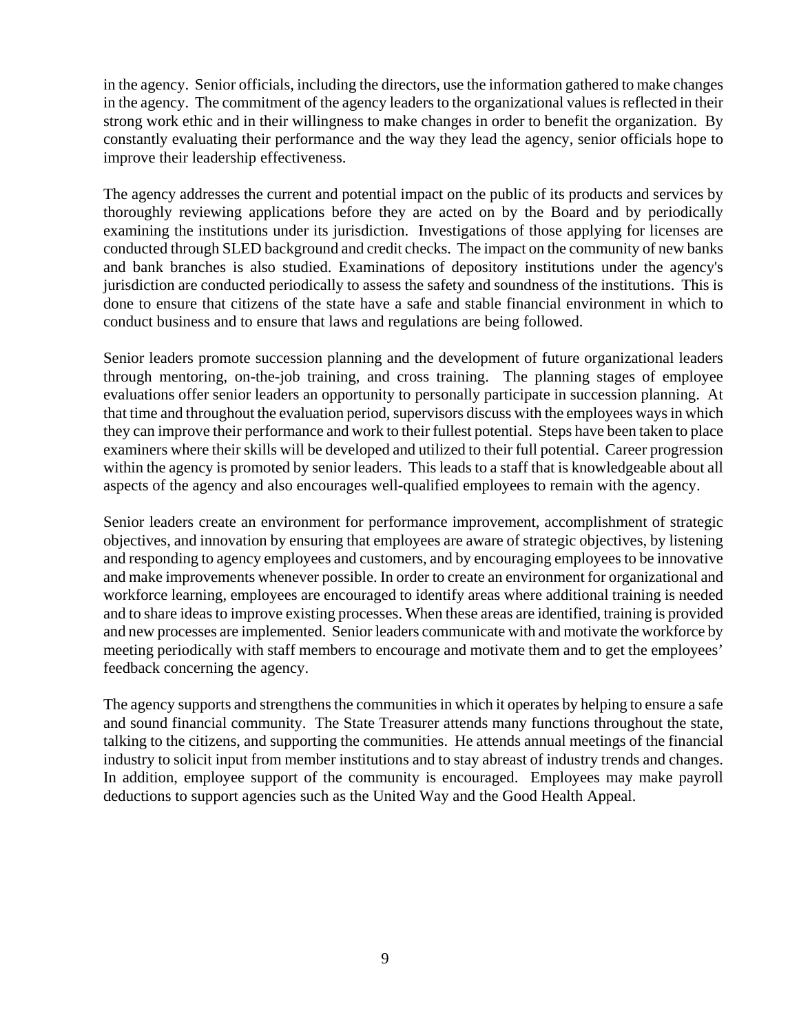in the agency. Senior officials, including the directors, use the information gathered to make changes in the agency. The commitment of the agency leaders to the organizational values is reflected in their strong work ethic and in their willingness to make changes in order to benefit the organization. By constantly evaluating their performance and the way they lead the agency, senior officials hope to improve their leadership effectiveness.

The agency addresses the current and potential impact on the public of its products and services by thoroughly reviewing applications before they are acted on by the Board and by periodically examining the institutions under its jurisdiction. Investigations of those applying for licenses are conducted through SLED background and credit checks. The impact on the community of new banks and bank branches is also studied. Examinations of depository institutions under the agency's jurisdiction are conducted periodically to assess the safety and soundness of the institutions. This is done to ensure that citizens of the state have a safe and stable financial environment in which to conduct business and to ensure that laws and regulations are being followed.

Senior leaders promote succession planning and the development of future organizational leaders through mentoring, on-the-job training, and cross training. The planning stages of employee evaluations offer senior leaders an opportunity to personally participate in succession planning. At that time and throughout the evaluation period, supervisors discuss with the employees ways in which they can improve their performance and work to their fullest potential. Steps have been taken to place examiners where their skills will be developed and utilized to their full potential. Career progression within the agency is promoted by senior leaders. This leads to a staff that is knowledgeable about all aspects of the agency and also encourages well-qualified employees to remain with the agency.

Senior leaders create an environment for performance improvement, accomplishment of strategic objectives, and innovation by ensuring that employees are aware of strategic objectives, by listening and responding to agency employees and customers, and by encouraging employees to be innovative and make improvements whenever possible. In order to create an environment for organizational and workforce learning, employees are encouraged to identify areas where additional training is needed and to share ideas to improve existing processes. When these areas are identified, training is provided and new processes are implemented. Senior leaders communicate with and motivate the workforce by meeting periodically with staff members to encourage and motivate them and to get the employees' feedback concerning the agency.

The agency supports and strengthens the communities in which it operates by helping to ensure a safe and sound financial community. The State Treasurer attends many functions throughout the state, talking to the citizens, and supporting the communities. He attends annual meetings of the financial industry to solicit input from member institutions and to stay abreast of industry trends and changes. In addition, employee support of the community is encouraged. Employees may make payroll deductions to support agencies such as the United Way and the Good Health Appeal.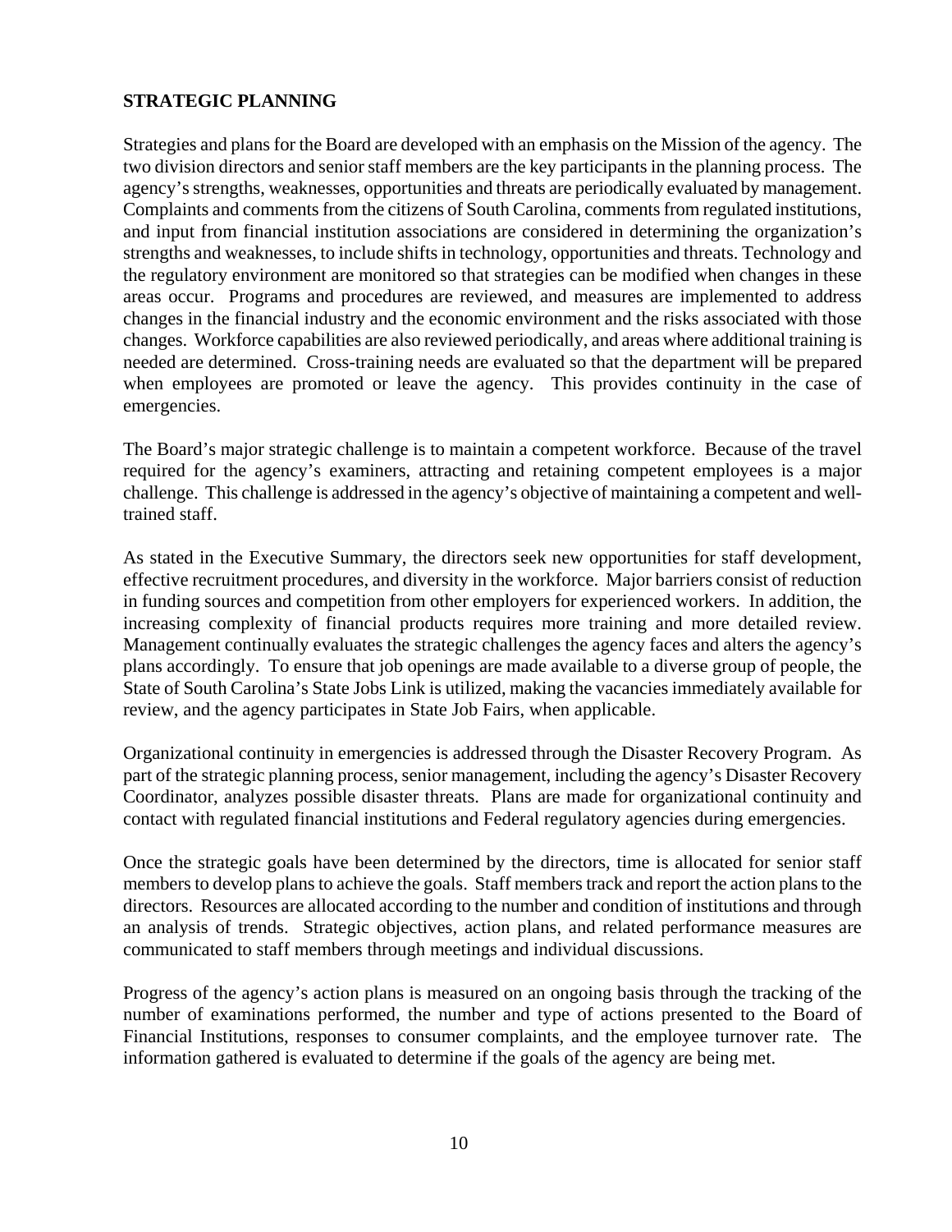**STRATEGIC PLANNING**

Strategies and plans for the Board are developed with an emphasis on the Mission of the agency. The two division directors and senior staff members are the key participants in the planning process. The agency's strengths, weaknesses, opportunities and threats are periodically evaluated by management. Complaints and comments from the citizens of South Carolina, comments from regulated institutions, and input from financial institution associations are considered in determining the organization's strengths and weaknesses, to include shifts in technology, opportunities and threats. Technology and the regulatory environment are monitored so that strategies can be modified when changes in these areas occur. Programs and procedures are reviewed, and measures are implemented to address changes in the financial industry and the economic environment and the risks associated with those changes. Workforce capabilities are also reviewed periodically, and areas where additional training is needed are determined. Cross-training needs are evaluated so that the department will be prepared when employees are promoted or leave the agency. This provides continuity in the case of emergencies.

The Board's major strategic challenge is to maintain a competent workforce. Because of the travel required for the agency's examiners, attracting and retaining competent employees is a major challenge. This challenge is addressed in the agency's objective of maintaining a competent and well-trained staff.

As stated in the Executive Summary, the directors seek new opportunities for staff development, effective recruitment procedures, and diversity in the workforce. Major barriers consist of reduction in funding sources and competition from other employers for experienced workers. In addition, the increasing complexity of financial products requires more training and more detailed review. Management continually evaluates the strategic challenges the agency faces and alters the agency's plans accordingly. To ensure that job openings are made available to a diverse group of people, the State of South Carolina's State Jobs Link is utilized, making the vacancies immediately available for review, and the agency participates in State Job Fairs, when applicable.

Organizational continuity in emergencies is addressed through the Disaster Recovery Program. As part of the strategic planning process, senior management, including the agency's Disaster Recovery Coordinator, analyzes possible disaster threats. Plans are made for organizational continuity and contact with regulated financial institutions and Federal regulatory agencies during emergencies.

Once the strategic goals have been determined by the directors, time is allocated for senior staff members to develop plans to achieve the goals. Staff members track and report the action plans to the directors. Resources are allocated according to the number and condition of institutions and through an analysis of trends. Strategic objectives, action plans, and related performance measures are communicated to staff members through meetings and individual discussions.

Progress of the agency's action plans is measured on an ongoing basis through the tracking of the number of examinations performed, the number and type of actions presented to the Board of Financial Institutions, responses to consumer complaints, and the employee turnover rate. The information gathered is evaluated to determine if the goals of the agency are being met.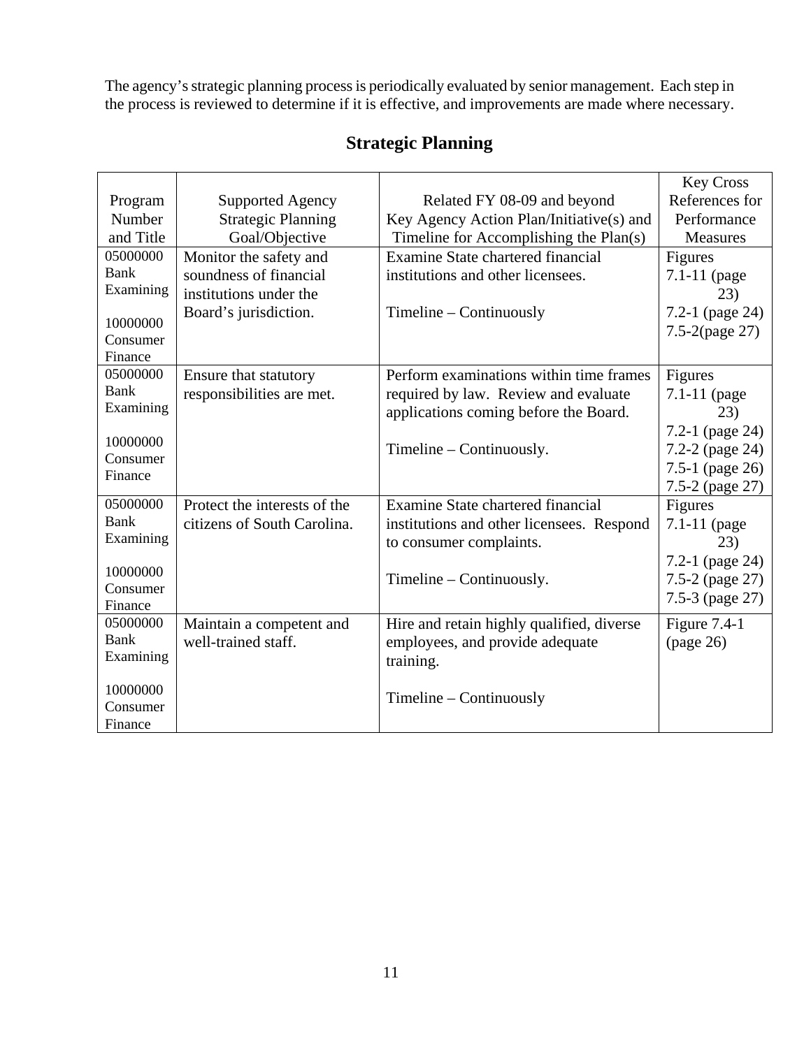The agency's strategic planning process is periodically evaluated by senior management. Each step in the process is reviewed to determine if it is effective, and improvements are made where necessary.

## Strategic Planning

| Program Number and Title | Supported Agency Strategic Planning Goal/Objective | Related FY 08-09 and beyond Key Agency Action Plan/Initiative(s) and Timeline for Accomplishing the Plan(s) | Key Cross References for Performance Measures |
|---|---|---|---|
| 05000000 Bank Examining<br><br>10000000 Consumer Finance | Monitor the safety and soundness of financial institutions under the Board's jurisdiction. | Examine State chartered financial institutions and other licensees.<br><br>Timeline – Continuously | Figures 7.1-11 (page 23)<br>7.2-1 (page 24)<br>7.5-2(page 27) |
| 05000000 Bank Examining<br><br>10000000 Consumer Finance | Ensure that statutory responsibilities are met. | Perform examinations within time frames required by law. Review and evaluate applications coming before the Board.<br><br>Timeline – Continuously. | Figures 7.1-11 (page 23)<br>7.2-1 (page 24)<br>7.2-2 (page 24)<br>7.5-1 (page 26)<br>7.5-2 (page 27) |
| 05000000 Bank Examining<br><br>10000000 Consumer Finance | Protect the interests of the citizens of South Carolina. | Examine State chartered financial institutions and other licensees. Respond to consumer complaints.<br><br>Timeline – Continuously. | Figures 7.1-11 (page 23)<br>7.2-1 (page 24)<br>7.5-2 (page 27)<br>7.5-3 (page 27) |
| 05000000 Bank Examining<br><br>10000000 Consumer Finance | Maintain a competent and well-trained staff. | Hire and retain highly qualified, diverse employees, and provide adequate training.<br><br>Timeline – Continuously | Figure 7.4-1 (page 26) |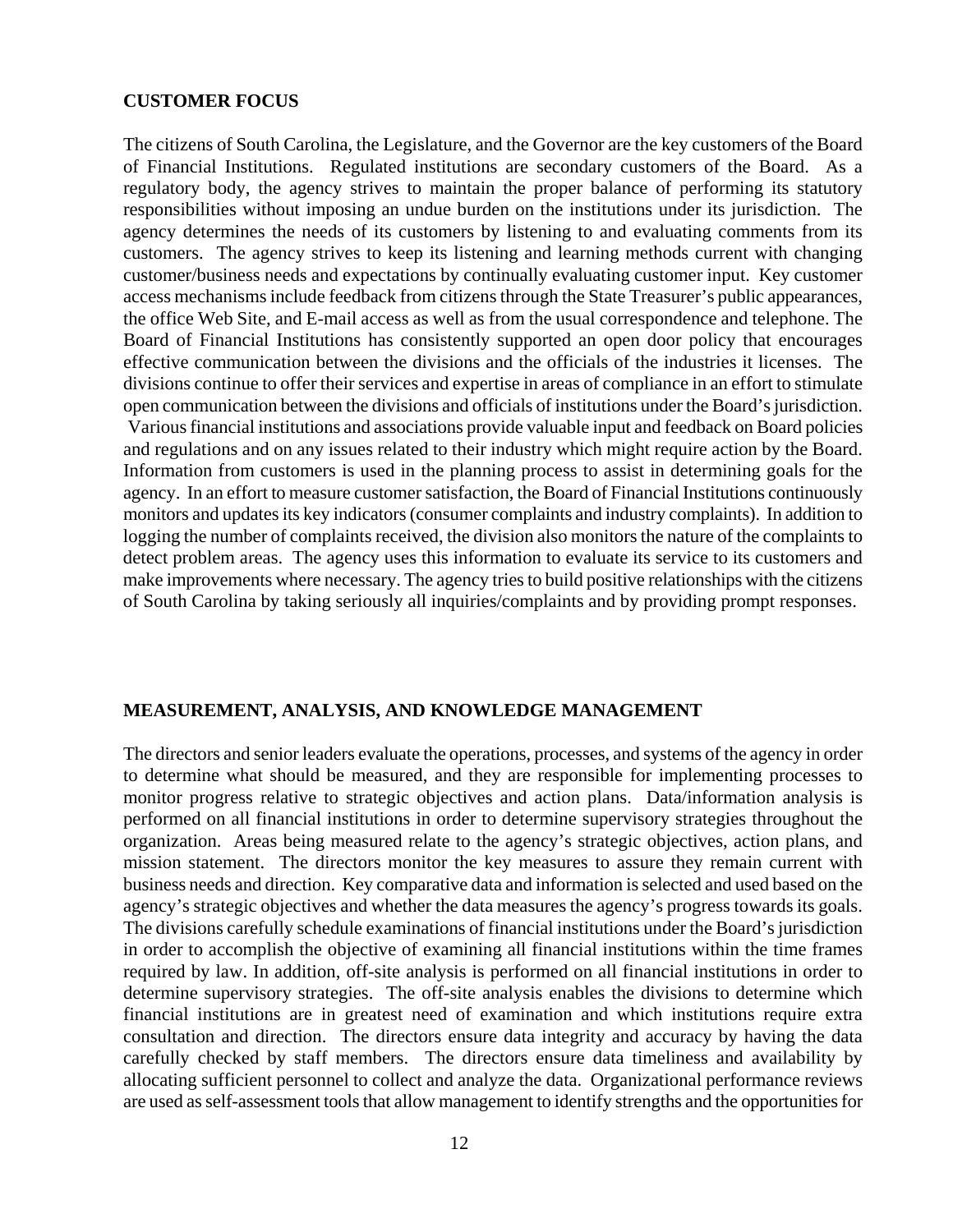**CUSTOMER FOCUS**

The citizens of South Carolina, the Legislature, and the Governor are the key customers of the Board of Financial Institutions. Regulated institutions are secondary customers of the Board. As a regulatory body, the agency strives to maintain the proper balance of performing its statutory responsibilities without imposing an undue burden on the institutions under its jurisdiction. The agency determines the needs of its customers by listening to and evaluating comments from its customers. The agency strives to keep its listening and learning methods current with changing customer/business needs and expectations by continually evaluating customer input. Key customer access mechanisms include feedback from citizens through the State Treasurer's public appearances, the office Web Site, and E-mail access as well as from the usual correspondence and telephone. The Board of Financial Institutions has consistently supported an open door policy that encourages effective communication between the divisions and the officials of the industries it licenses. The divisions continue to offer their services and expertise in areas of compliance in an effort to stimulate open communication between the divisions and officials of institutions under the Board's jurisdiction. Various financial institutions and associations provide valuable input and feedback on Board policies and regulations and on any issues related to their industry which might require action by the Board. Information from customers is used in the planning process to assist in determining goals for the agency. In an effort to measure customer satisfaction, the Board of Financial Institutions continuously monitors and updates its key indicators (consumer complaints and industry complaints). In addition to logging the number of complaints received, the division also monitors the nature of the complaints to detect problem areas. The agency uses this information to evaluate its service to its customers and make improvements where necessary. The agency tries to build positive relationships with the citizens of South Carolina by taking seriously all inquiries/complaints and by providing prompt responses.

**MEASUREMENT, ANALYSIS, AND KNOWLEDGE MANAGEMENT**

The directors and senior leaders evaluate the operations, processes, and systems of the agency in order to determine what should be measured, and they are responsible for implementing processes to monitor progress relative to strategic objectives and action plans. Data/information analysis is performed on all financial institutions in order to determine supervisory strategies throughout the organization. Areas being measured relate to the agency's strategic objectives, action plans, and mission statement. The directors monitor the key measures to assure they remain current with business needs and direction. Key comparative data and information is selected and used based on the agency's strategic objectives and whether the data measures the agency's progress towards its goals. The divisions carefully schedule examinations of financial institutions under the Board's jurisdiction in order to accomplish the objective of examining all financial institutions within the time frames required by law. In addition, off-site analysis is performed on all financial institutions in order to determine supervisory strategies. The off-site analysis enables the divisions to determine which financial institutions are in greatest need of examination and which institutions require extra consultation and direction. The directors ensure data integrity and accuracy by having the data carefully checked by staff members. The directors ensure data timeliness and availability by allocating sufficient personnel to collect and analyze the data. Organizational performance reviews are used as self-assessment tools that allow management to identify strengths and the opportunities for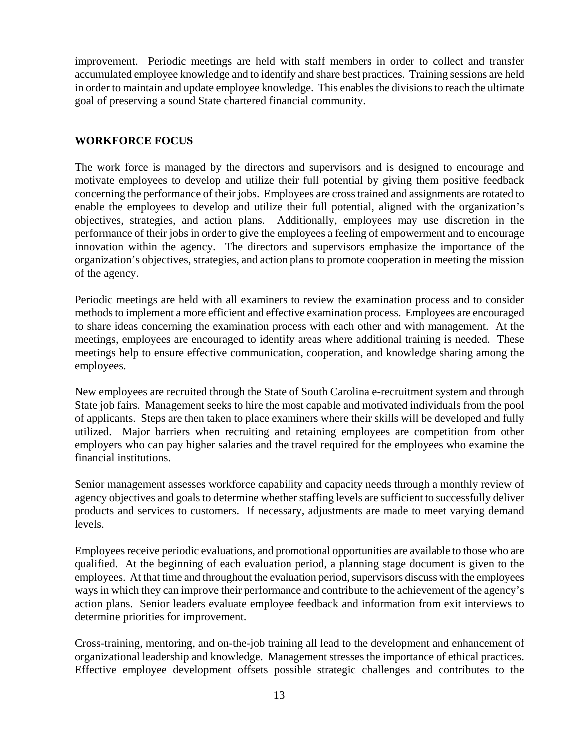improvement. Periodic meetings are held with staff members in order to collect and transfer accumulated employee knowledge and to identify and share best practices. Training sessions are held in order to maintain and update employee knowledge. This enables the divisions to reach the ultimate goal of preserving a sound State chartered financial community.

## WORKFORCE FOCUS

The work force is managed by the directors and supervisors and is designed to encourage and motivate employees to develop and utilize their full potential by giving them positive feedback concerning the performance of their jobs. Employees are cross trained and assignments are rotated to enable the employees to develop and utilize their full potential, aligned with the organization's objectives, strategies, and action plans. Additionally, employees may use discretion in the performance of their jobs in order to give the employees a feeling of empowerment and to encourage innovation within the agency. The directors and supervisors emphasize the importance of the organization's objectives, strategies, and action plans to promote cooperation in meeting the mission of the agency.

Periodic meetings are held with all examiners to review the examination process and to consider methods to implement a more efficient and effective examination process. Employees are encouraged to share ideas concerning the examination process with each other and with management. At the meetings, employees are encouraged to identify areas where additional training is needed. These meetings help to ensure effective communication, cooperation, and knowledge sharing among the employees.

New employees are recruited through the State of South Carolina e-recruitment system and through State job fairs. Management seeks to hire the most capable and motivated individuals from the pool of applicants. Steps are then taken to place examiners where their skills will be developed and fully utilized. Major barriers when recruiting and retaining employees are competition from other employers who can pay higher salaries and the travel required for the employees who examine the financial institutions.

Senior management assesses workforce capability and capacity needs through a monthly review of agency objectives and goals to determine whether staffing levels are sufficient to successfully deliver products and services to customers. If necessary, adjustments are made to meet varying demand levels.

Employees receive periodic evaluations, and promotional opportunities are available to those who are qualified. At the beginning of each evaluation period, a planning stage document is given to the employees. At that time and throughout the evaluation period, supervisors discuss with the employees ways in which they can improve their performance and contribute to the achievement of the agency's action plans. Senior leaders evaluate employee feedback and information from exit interviews to determine priorities for improvement.

Cross-training, mentoring, and on-the-job training all lead to the development and enhancement of organizational leadership and knowledge. Management stresses the importance of ethical practices. Effective employee development offsets possible strategic challenges and contributes to the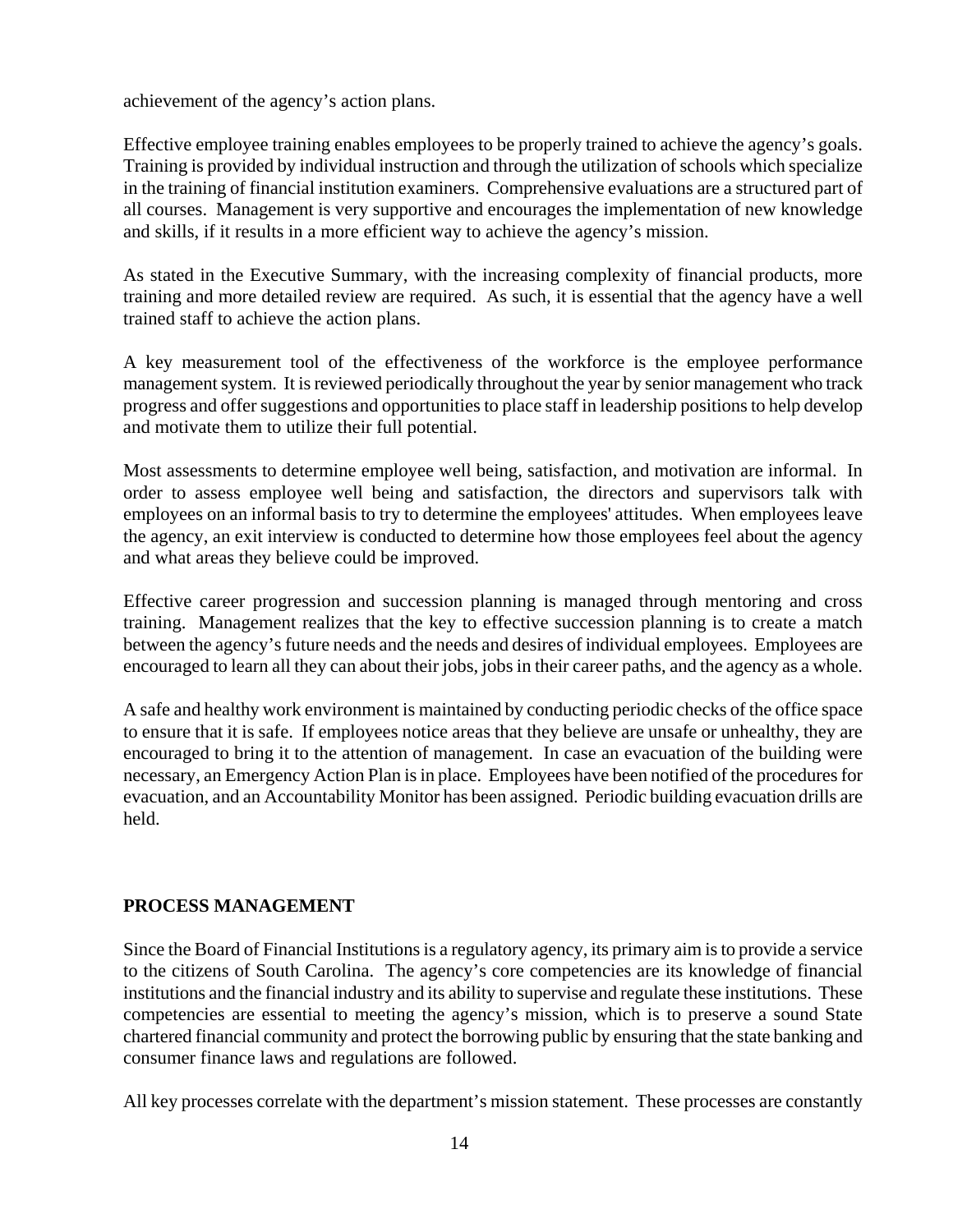achievement of the agency's action plans.

Effective employee training enables employees to be properly trained to achieve the agency's goals. Training is provided by individual instruction and through the utilization of schools which specialize in the training of financial institution examiners. Comprehensive evaluations are a structured part of all courses. Management is very supportive and encourages the implementation of new knowledge and skills, if it results in a more efficient way to achieve the agency's mission.

As stated in the Executive Summary, with the increasing complexity of financial products, more training and more detailed review are required. As such, it is essential that the agency have a well trained staff to achieve the action plans.

A key measurement tool of the effectiveness of the workforce is the employee performance management system. It is reviewed periodically throughout the year by senior management who track progress and offer suggestions and opportunities to place staff in leadership positions to help develop and motivate them to utilize their full potential.

Most assessments to determine employee well being, satisfaction, and motivation are informal. In order to assess employee well being and satisfaction, the directors and supervisors talk with employees on an informal basis to try to determine the employees' attitudes. When employees leave the agency, an exit interview is conducted to determine how those employees feel about the agency and what areas they believe could be improved.

Effective career progression and succession planning is managed through mentoring and cross training. Management realizes that the key to effective succession planning is to create a match between the agency's future needs and the needs and desires of individual employees. Employees are encouraged to learn all they can about their jobs, jobs in their career paths, and the agency as a whole.

A safe and healthy work environment is maintained by conducting periodic checks of the office space to ensure that it is safe. If employees notice areas that they believe are unsafe or unhealthy, they are encouraged to bring it to the attention of management. In case an evacuation of the building were necessary, an Emergency Action Plan is in place. Employees have been notified of the procedures for evacuation, and an Accountability Monitor has been assigned. Periodic building evacuation drills are held.

## PROCESS MANAGEMENT

Since the Board of Financial Institutions is a regulatory agency, its primary aim is to provide a service to the citizens of South Carolina. The agency's core competencies are its knowledge of financial institutions and the financial industry and its ability to supervise and regulate these institutions. These competencies are essential to meeting the agency's mission, which is to preserve a sound State chartered financial community and protect the borrowing public by ensuring that the state banking and consumer finance laws and regulations are followed.

All key processes correlate with the department's mission statement. These processes are constantly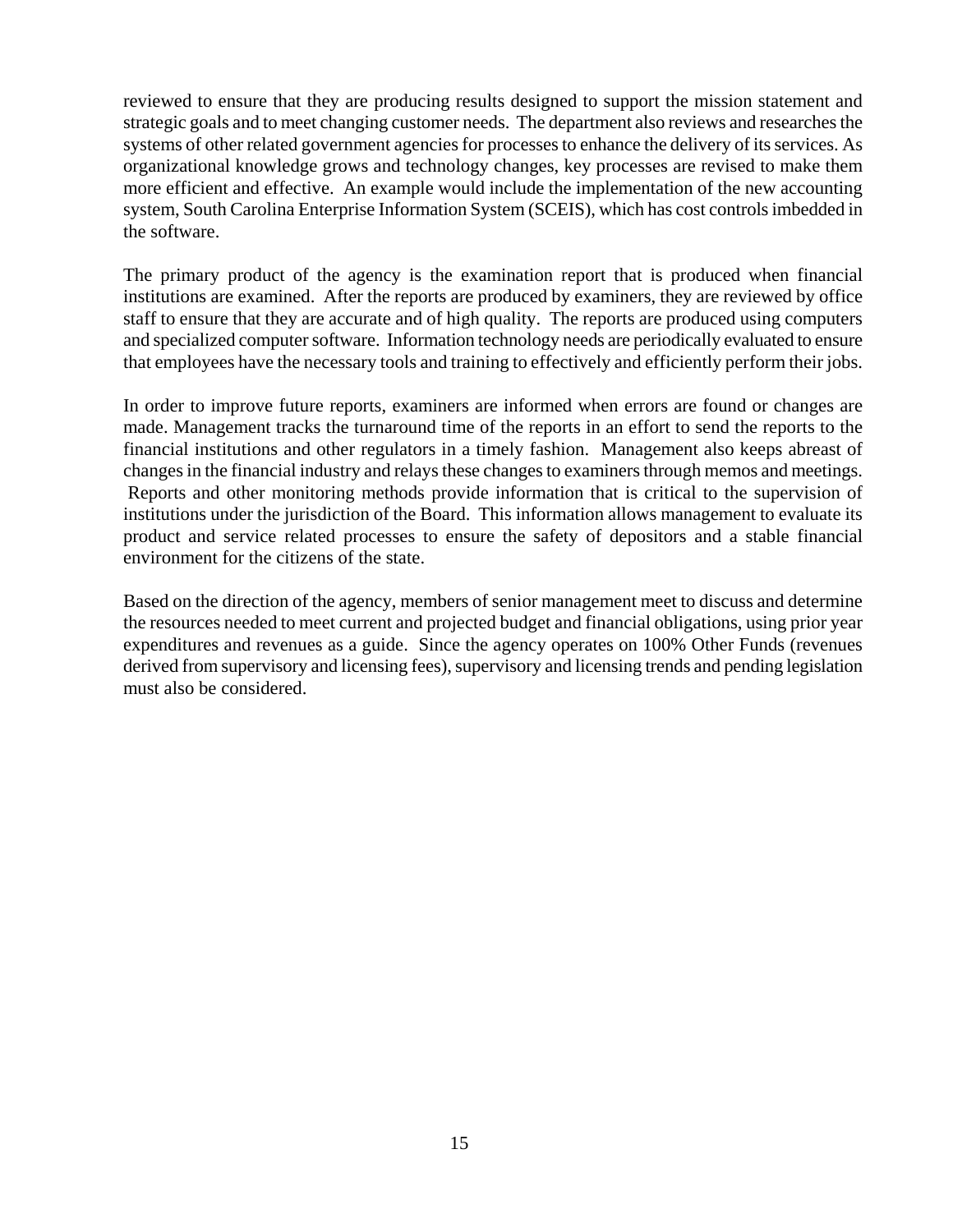reviewed to ensure that they are producing results designed to support the mission statement and strategic goals and to meet changing customer needs. The department also reviews and researches the systems of other related government agencies for processes to enhance the delivery of its services. As organizational knowledge grows and technology changes, key processes are revised to make them more efficient and effective. An example would include the implementation of the new accounting system, South Carolina Enterprise Information System (SCEIS), which has cost controls imbedded in the software.

The primary product of the agency is the examination report that is produced when financial institutions are examined. After the reports are produced by examiners, they are reviewed by office staff to ensure that they are accurate and of high quality. The reports are produced using computers and specialized computer software. Information technology needs are periodically evaluated to ensure that employees have the necessary tools and training to effectively and efficiently perform their jobs.

In order to improve future reports, examiners are informed when errors are found or changes are made. Management tracks the turnaround time of the reports in an effort to send the reports to the financial institutions and other regulators in a timely fashion. Management also keeps abreast of changes in the financial industry and relays these changes to examiners through memos and meetings. Reports and other monitoring methods provide information that is critical to the supervision of institutions under the jurisdiction of the Board. This information allows management to evaluate its product and service related processes to ensure the safety of depositors and a stable financial environment for the citizens of the state.

Based on the direction of the agency, members of senior management meet to discuss and determine the resources needed to meet current and projected budget and financial obligations, using prior year expenditures and revenues as a guide. Since the agency operates on 100% Other Funds (revenues derived from supervisory and licensing fees), supervisory and licensing trends and pending legislation must also be considered.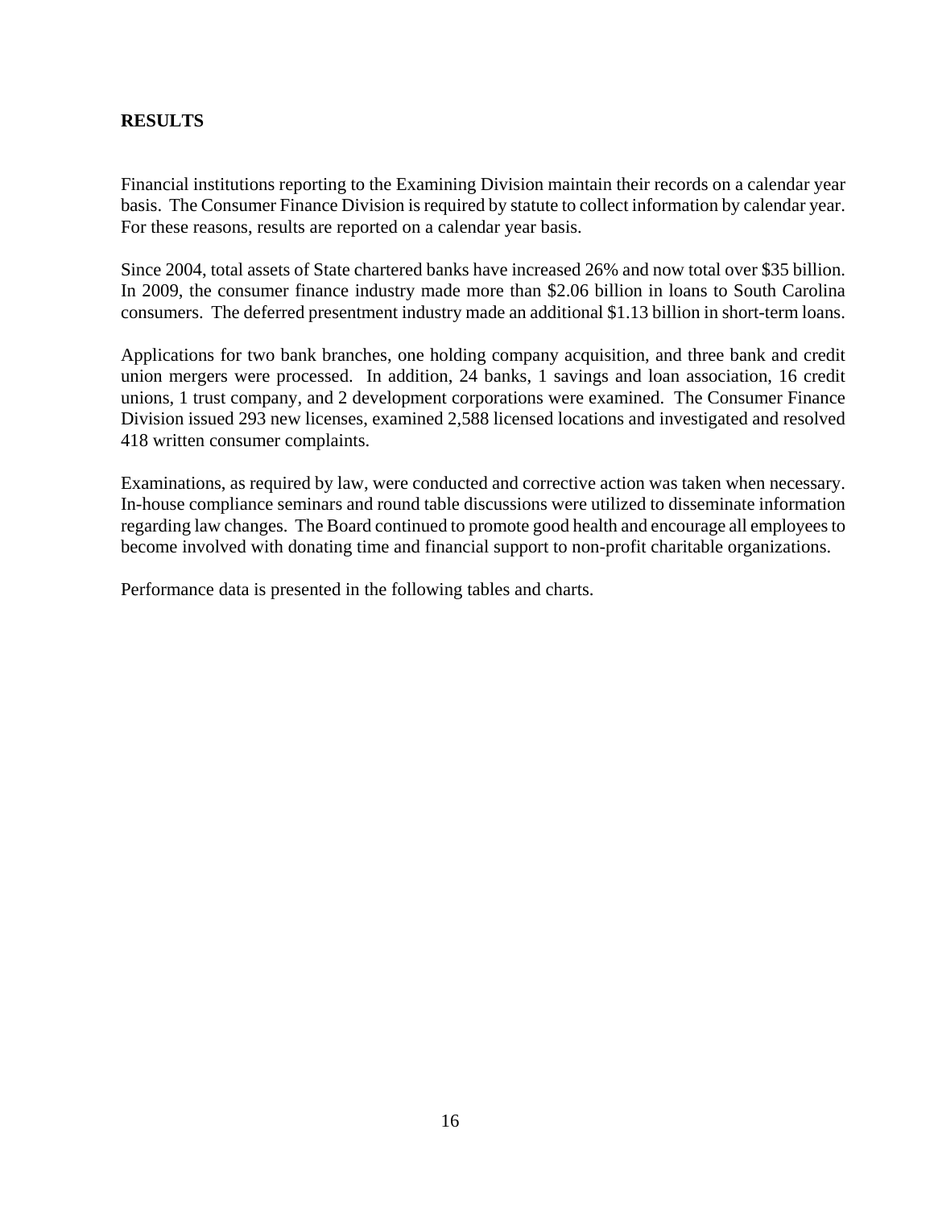## RESULTS

Financial institutions reporting to the Examining Division maintain their records on a calendar year basis. The Consumer Finance Division is required by statute to collect information by calendar year. For these reasons, results are reported on a calendar year basis.

Since 2004, total assets of State chartered banks have increased 26% and now total over $35 billion. In 2009, the consumer finance industry made more than $2.06 billion in loans to South Carolina consumers. The deferred presentment industry made an additional $1.13 billion in short-term loans.

Applications for two bank branches, one holding company acquisition, and three bank and credit union mergers were processed. In addition, 24 banks, 1 savings and loan association, 16 credit unions, 1 trust company, and 2 development corporations were examined. The Consumer Finance Division issued 293 new licenses, examined 2,588 licensed locations and investigated and resolved 418 written consumer complaints.

Examinations, as required by law, were conducted and corrective action was taken when necessary. In-house compliance seminars and round table discussions were utilized to disseminate information regarding law changes. The Board continued to promote good health and encourage all employees to become involved with donating time and financial support to non-profit charitable organizations.

Performance data is presented in the following tables and charts.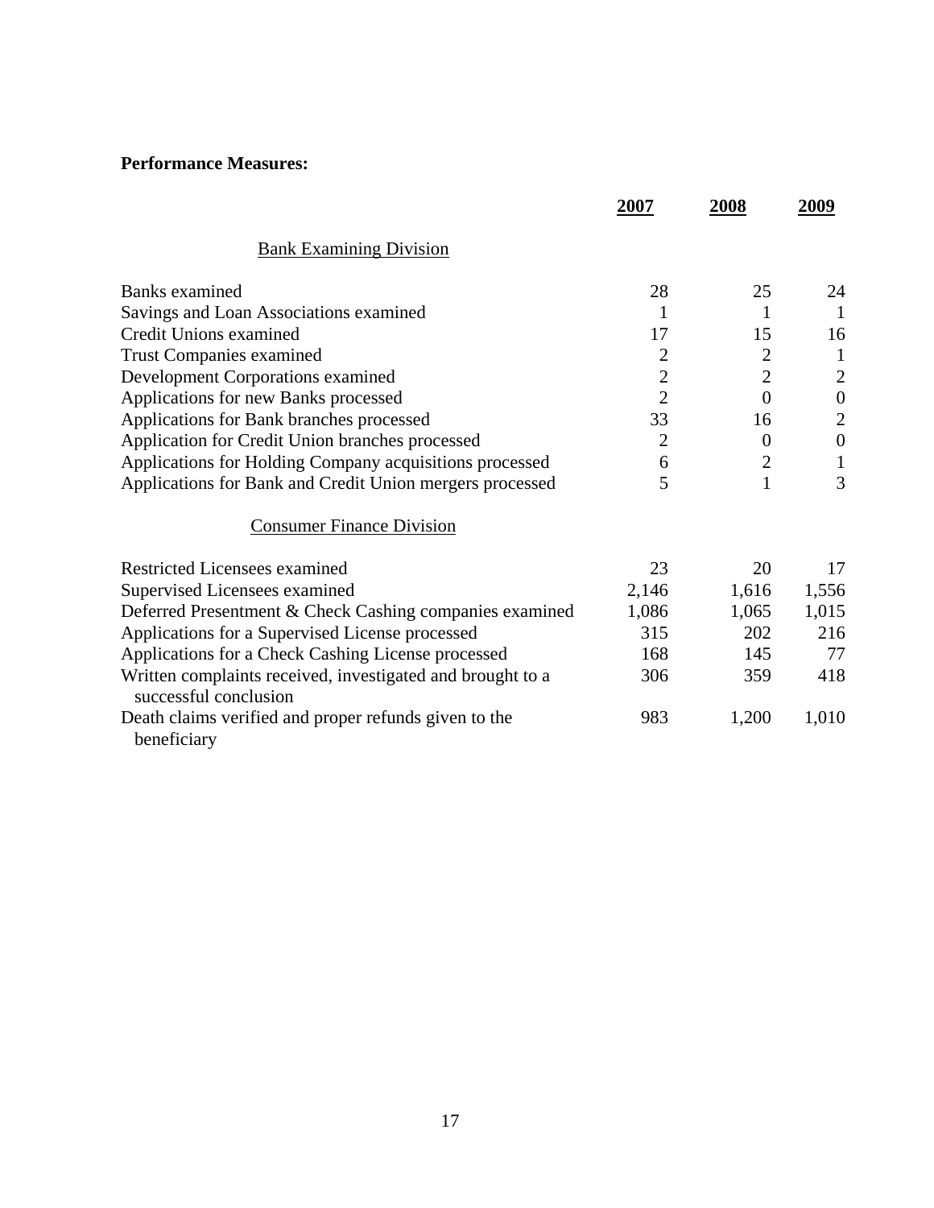**Performance Measures:**

| | 2007 | 2008 | 2009 |
|---|---|---|---|
| Bank Examining Division | | | |
| Banks examined | 28 | 25 | 24 |
| Savings and Loan Associations examined | 1 | 1 | 1 |
| Credit Unions examined | 17 | 15 | 16 |
| Trust Companies examined | 2 | 2 | 1 |
| Development Corporations examined | 2 | 2 | 2 |
| Applications for new Banks processed | 2 | 0 | 0 |
| Applications for Bank branches processed | 33 | 16 | 2 |
| Application for Credit Union branches processed | 2 | 0 | 0 |
| Applications for Holding Company acquisitions processed | 6 | 2 | 1 |
| Applications for Bank and Credit Union mergers processed | 5 | 1 | 3 |
| Consumer Finance Division | | | |
| Restricted Licensees examined | 23 | 20 | 17 |
| Supervised Licensees examined | 2,146 | 1,616 | 1,556 |
| Deferred Presentment & Check Cashing companies examined | 1,086 | 1,065 | 1,015 |
| Applications for a Supervised License processed | 315 | 202 | 216 |
| Applications for a Check Cashing License processed | 168 | 145 | 77 |
| Written complaints received, investigated and brought to a successful conclusion | 306 | 359 | 418 |
| Death claims verified and proper refunds given to the beneficiary | 983 | 1,200 | 1,010 |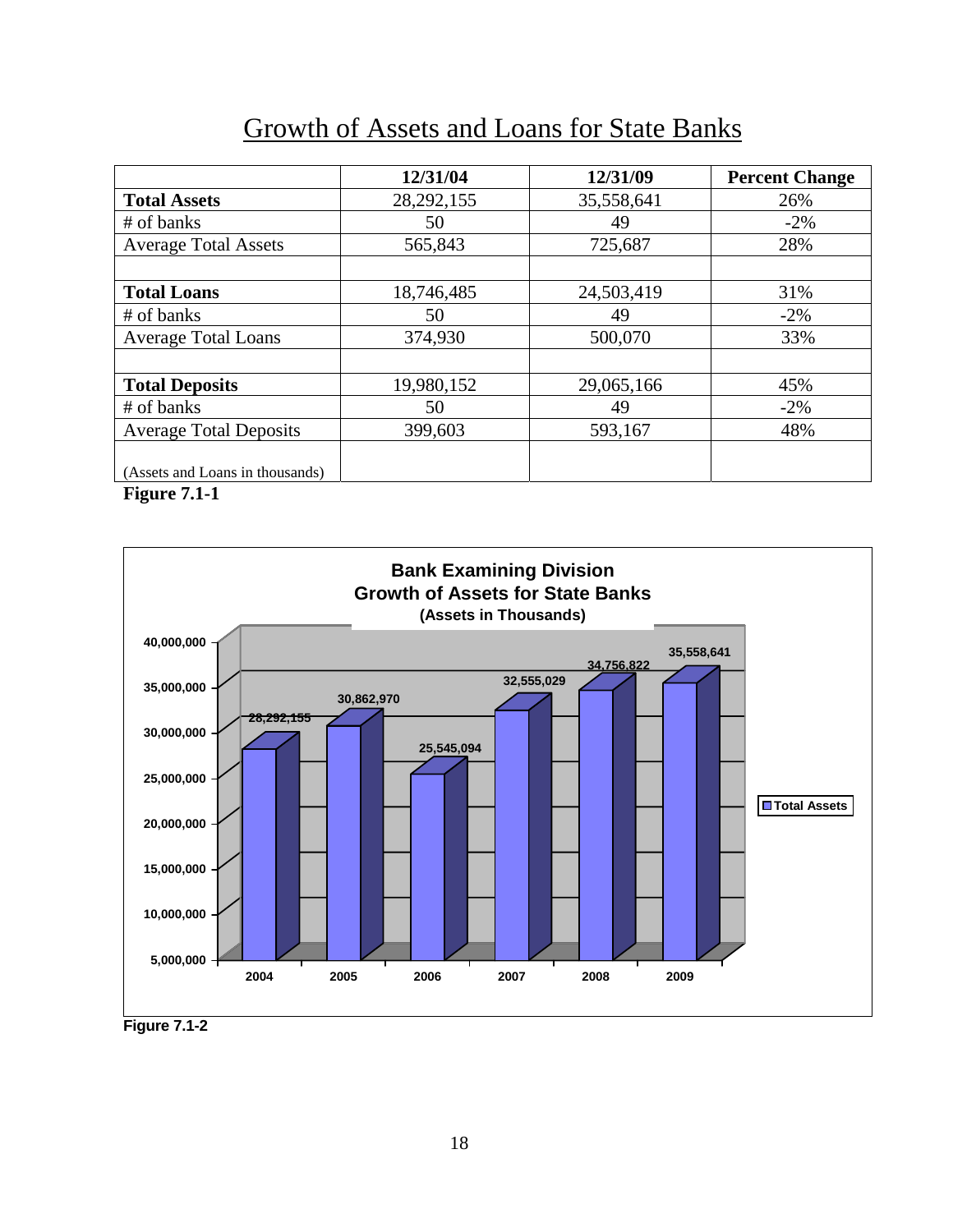# Growth of Assets and Loans for State Banks

| | 12/31/04 | 12/31/09 | Percent Change |
|---|---|---|---|
| **Total Assets** | 28,292,155 | 35,558,641 | 26% |
| # of banks | 50 | 49 | -2% |
| Average Total Assets | 565,843 | 725,687 | 28% |
| | | | |
| **Total Loans** | 18,746,485 | 24,503,419 | 31% |
| # of banks | 50 | 49 | -2% |
| Average Total Loans | 374,930 | 500,070 | 33% |
| | | | |
| **Total Deposits** | 19,980,152 | 29,065,166 | 45% |
| # of banks | 50 | 49 | -2% |
| Average Total Deposits | 399,603 | 593,167 | 48% |
| (Assets and Loans in thousands) | | | |

**Figure 7.1-1**

**Bank Examining Division**
**Growth of Assets for State Banks**
**(Assets in Thousands)**

| Year | Total Assets |
|---|---|
| 2004 | 28,292,155 |
| 2005 | 30,862,970 |
| 2006 | 25,545,094 |
| 2007 | 32,555,029 |
| 2008 | 34,756,822 |
| 2009 | 35,558,641 |

**Figure 7.1-2**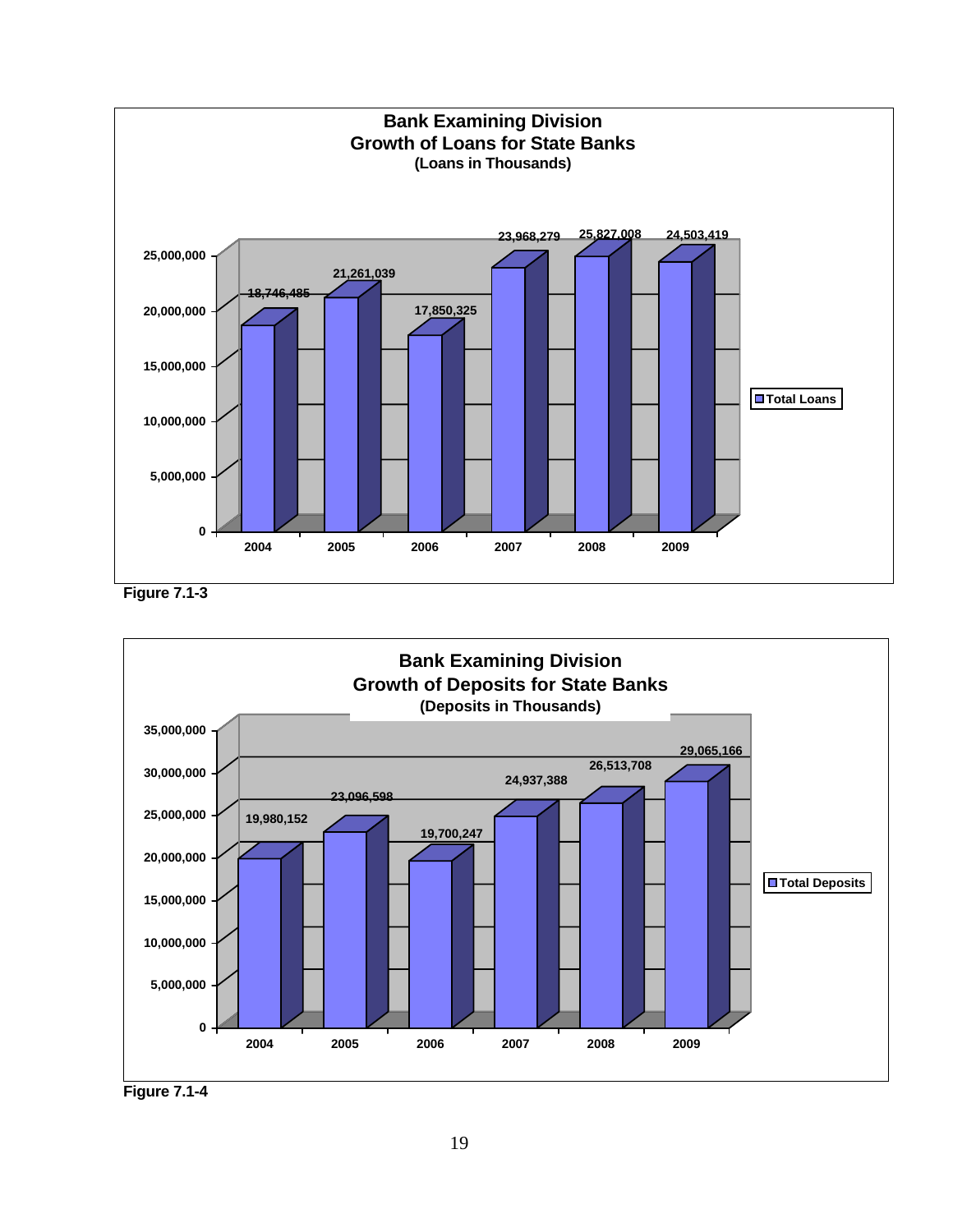**Bank Examining Division**
**Growth of Loans for State Banks**
**(Loans in Thousands)**

| Year | Total Loans |
|---|---|
| 2004 | 18,746,485 |
| 2005 | 21,261,039 |
| 2006 | 17,850,325 |
| 2007 | 23,968,279 |
| 2008 | 25,827,008 |
| 2009 | 24,503,419 |

**Figure 7.1-3**

**Bank Examining Division**
**Growth of Deposits for State Banks**
**(Deposits in Thousands)**

| Year | Total Deposits |
|---|---|
| 2004 | 19,980,152 |
| 2005 | 23,096,598 |
| 2006 | 19,700,247 |
| 2007 | 24,937,388 |
| 2008 | 26,513,708 |
| 2009 | 29,065,166 |

**Figure 7.1-4**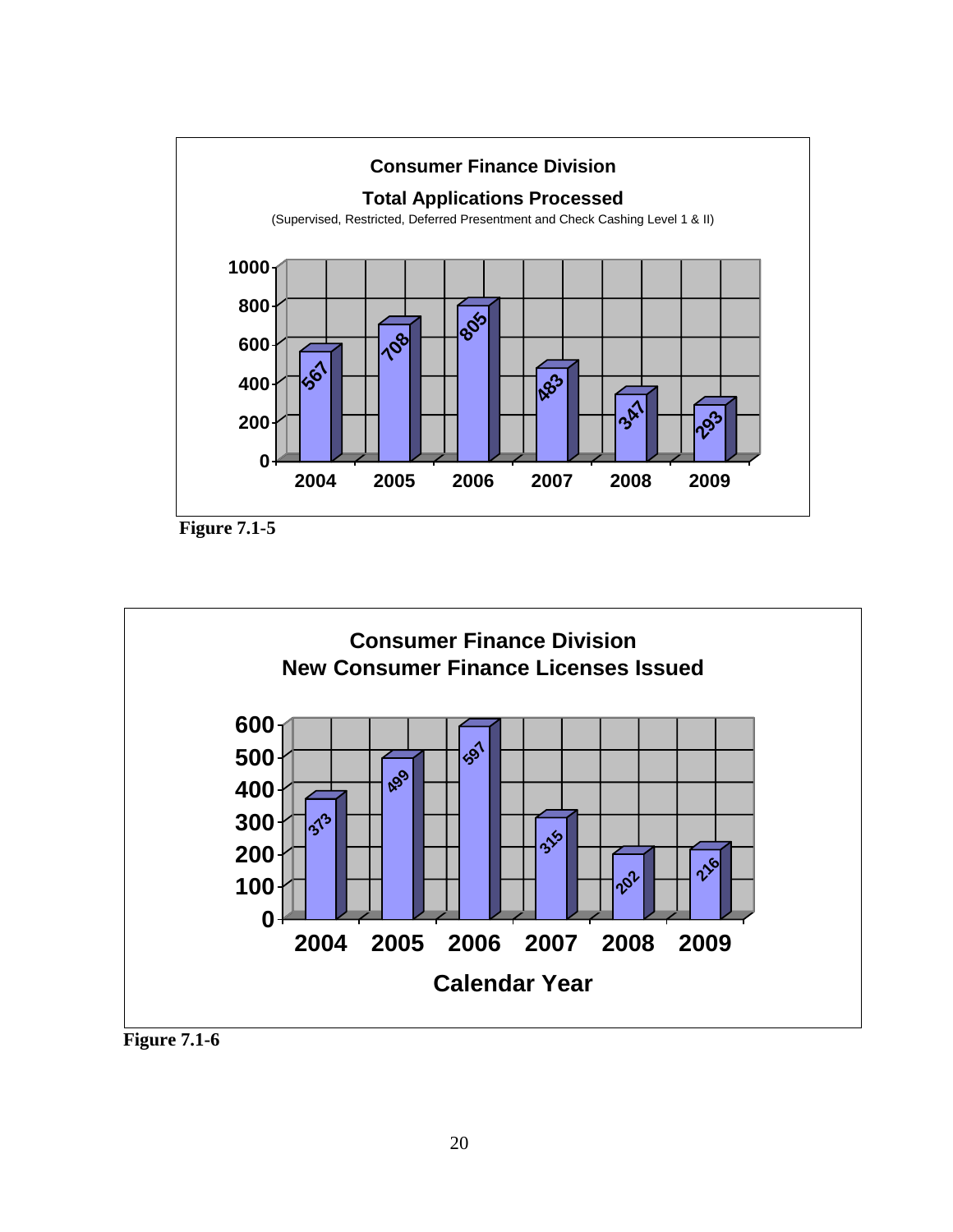**Consumer Finance Division**

**Total Applications Processed**

(Supervised, Restricted, Deferred Presentment and Check Cashing Level 1 & II)

| Year | Applications |
|---|---|
| 2004 | 567 |
| 2005 | 708 |
| 2006 | 805 |
| 2007 | 483 |
| 2008 | 347 |
| 2009 | 293 |

**Figure 7.1-5**

**Consumer Finance Division**
**New Consumer Finance Licenses Issued**

| Calendar Year | Licenses Issued |
|---|---|
| 2004 | 373 |
| 2005 | 499 |
| 2006 | 597 |
| 2007 | 315 |
| 2008 | 202 |
| 2009 | 216 |

**Figure 7.1-6**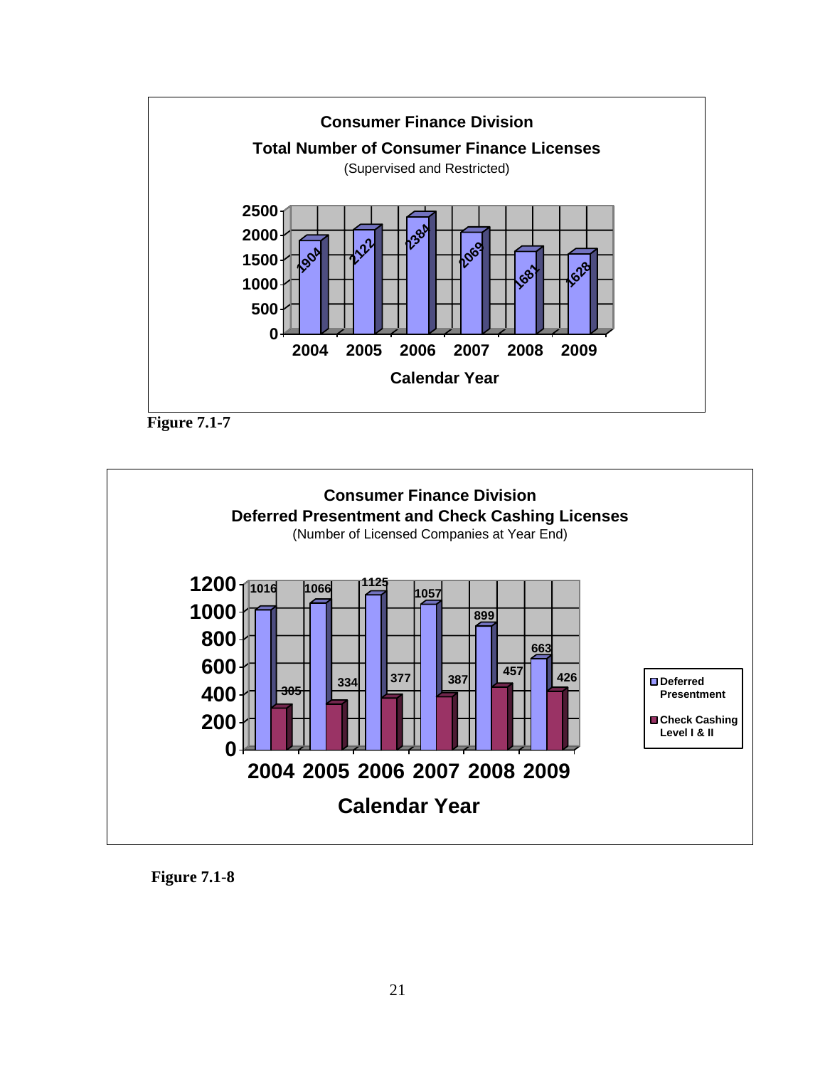**Consumer Finance Division**

**Total Number of Consumer Finance Licenses**

(Supervised and Restricted)

| Calendar Year | Licenses |
|---|---|
| 2004 | 1904 |
| 2005 | 2122 |
| 2006 | 2384 |
| 2007 | 2069 |
| 2008 | 1681 |
| 2009 | 1628 |

**Figure 7.1-7**

**Consumer Finance Division**

**Deferred Presentment and Check Cashing Licenses**

(Number of Licensed Companies at Year End)

| Calendar Year | Deferred Presentment | Check Cashing Level I & II |
|---|---|---|
| 2004 | 1016 | 305 |
| 2005 | 1066 | 334 |
| 2006 | 1125 | 377 |
| 2007 | 1057 | 387 |
| 2008 | 899 | 457 |
| 2009 | 663 | 426 |

**Figure 7.1-8**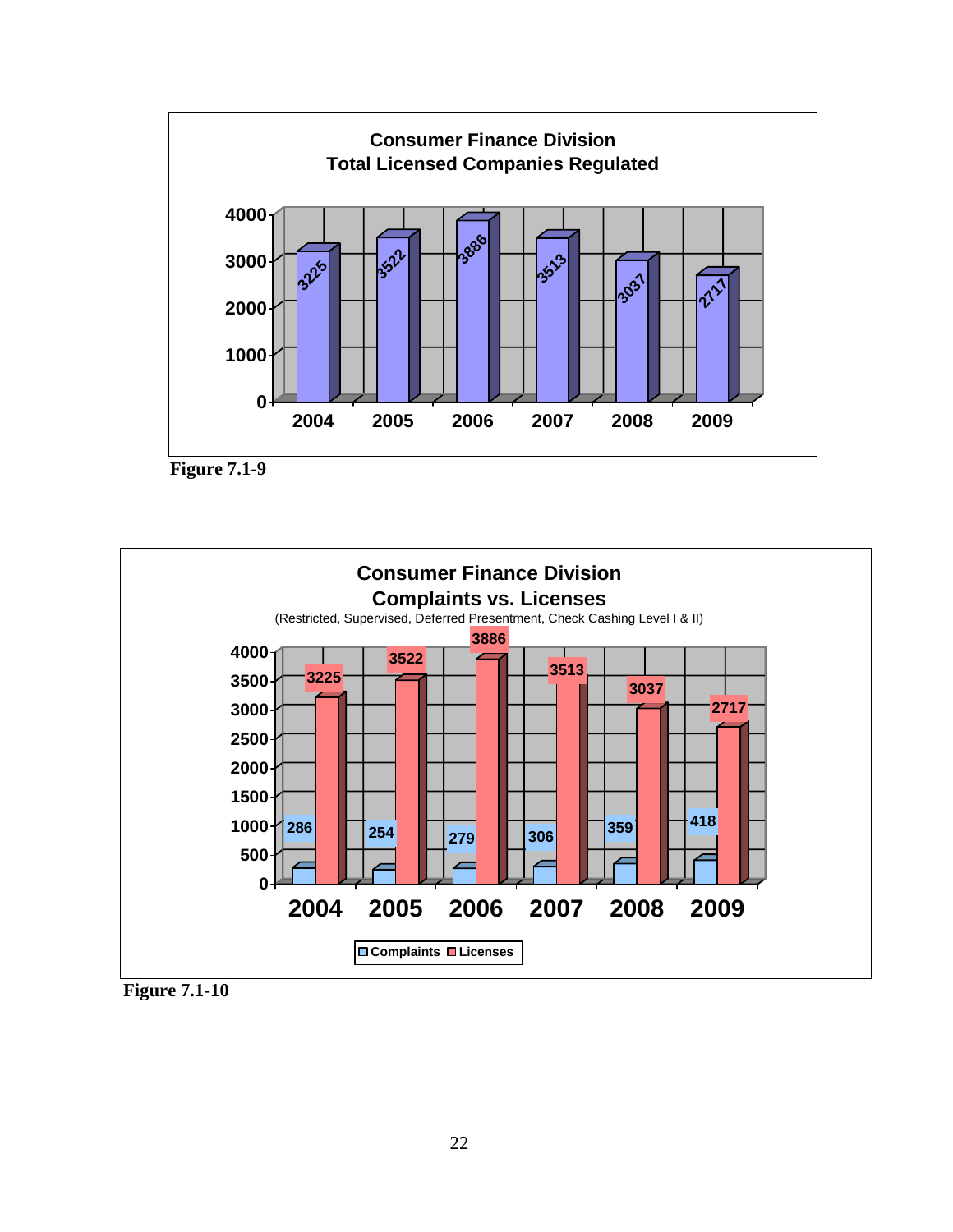**Consumer Finance Division**
**Total Licensed Companies Regulated**

| Year | Total Licensed Companies |
|---|---|
| 2004 | 3225 |
| 2005 | 3522 |
| 2006 | 3886 |
| 2007 | 3513 |
| 2008 | 3037 |
| 2009 | 2717 |

**Figure 7.1-9**

**Consumer Finance Division**
**Complaints vs. Licenses**
(Restricted, Supervised, Deferred Presentment, Check Cashing Level I & II)

| Year | Complaints | Licenses |
|---|---|---|
| 2004 | 286 | 3225 |
| 2005 | 254 | 3522 |
| 2006 | 279 | 3886 |
| 2007 | 306 | 3513 |
| 2008 | 359 | 3037 |
| 2009 | 418 | 2717 |

**Figure 7.1-10**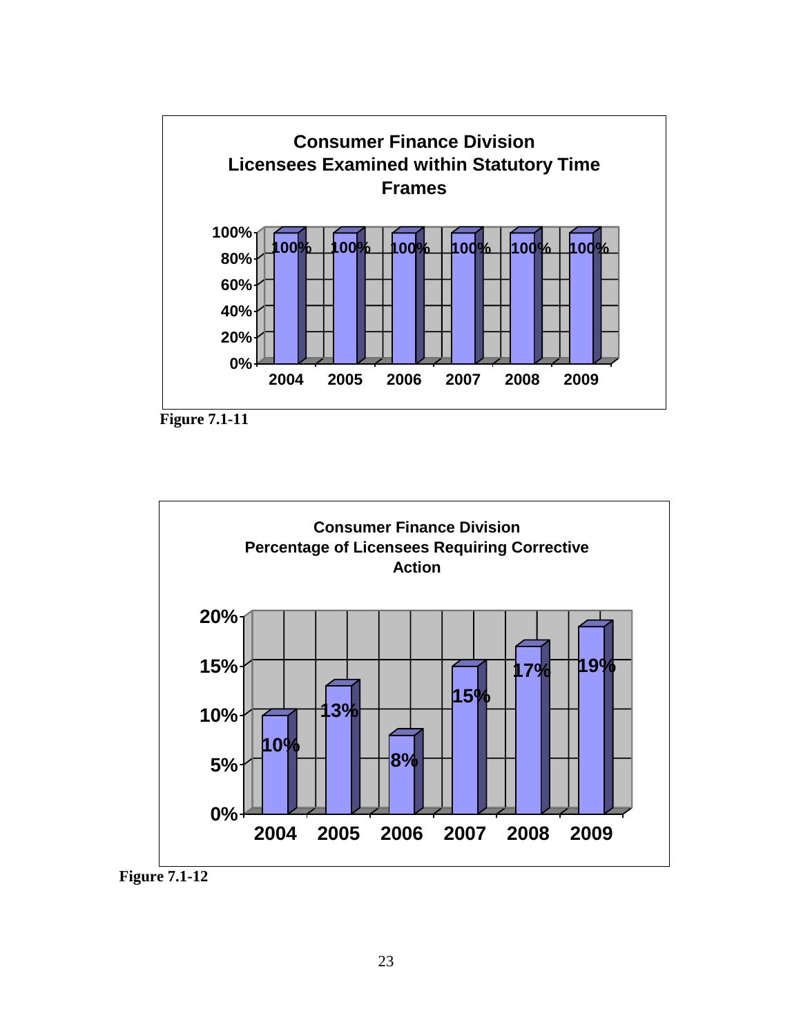**Consumer Finance Division**
**Licensees Examined within Statutory Time Frames**

| Year | Percentage |
|---|---|
| 2004 | 100% |
| 2005 | 100% |
| 2006 | 100% |
| 2007 | 100% |
| 2008 | 100% |
| 2009 | 100% |

**Figure 7.1-11**

**Consumer Finance Division**
**Percentage of Licensees Requiring Corrective Action**

| Year | Percentage |
|---|---|
| 2004 | 10% |
| 2005 | 13% |
| 2006 | 8% |
| 2007 | 15% |
| 2008 | 17% |
| 2009 | 19% |

**Figure 7.1-12**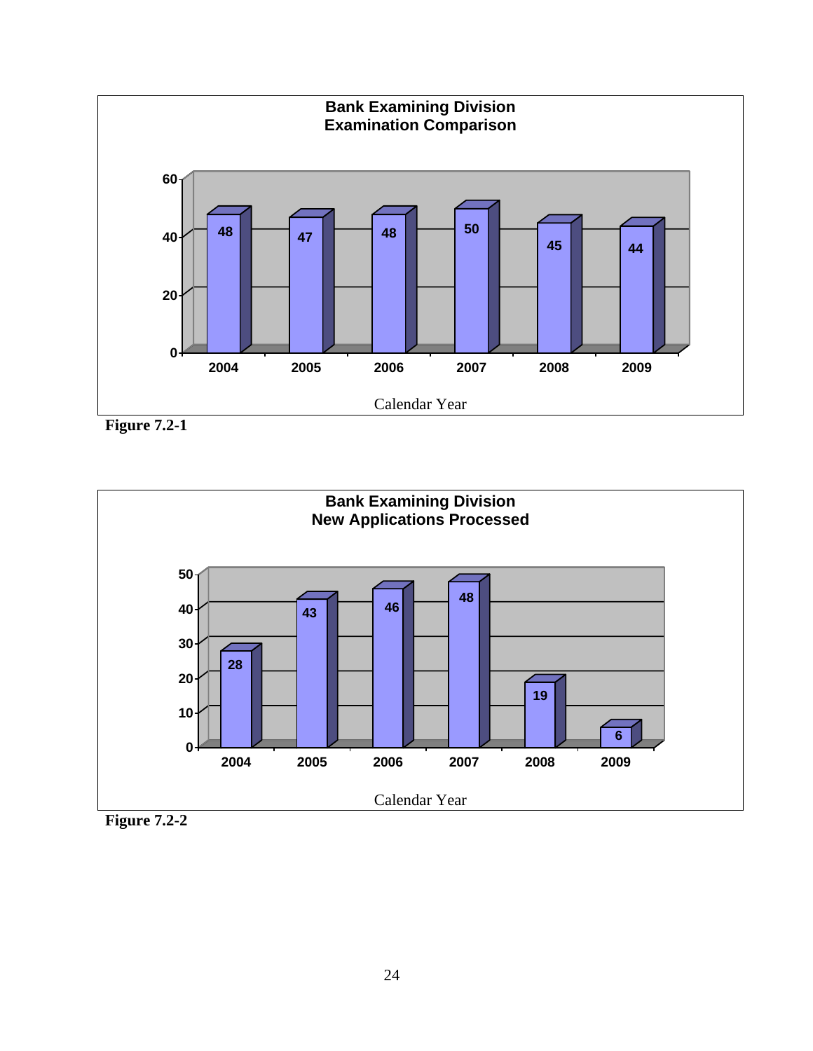**Bank Examining Division**
**Examination Comparison**

| Calendar Year | 2004 | 2005 | 2006 | 2007 | 2008 | 2009 |
|---|---|---|---|---|---|---|
| Examinations | 48 | 47 | 48 | 50 | 45 | 44 |

**Figure 7.2-1**

**Bank Examining Division**
**New Applications Processed**

| Calendar Year | 2004 | 2005 | 2006 | 2007 | 2008 | 2009 |
|---|---|---|---|---|---|---|
| New Applications | 28 | 43 | 46 | 48 | 19 | 6 |

**Figure 7.2-2**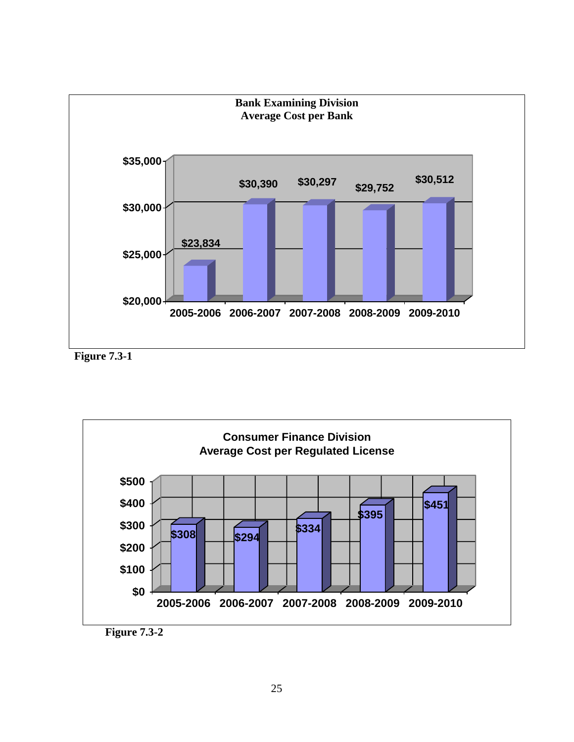**Bank Examining Division**
**Average Cost per Bank**

| Fiscal Year | Average Cost per Bank |
| --- | --- |
| 2005-2006 | $23,834 |
| 2006-2007 | $30,390 |
| 2007-2008 | $30,297 |
| 2008-2009 | $29,752 |
| 2009-2010 | $30,512 |

**Figure 7.3-1**

**Consumer Finance Division**
**Average Cost per Regulated License**

| Fiscal Year | Average Cost per Regulated License |
| --- | --- |
| 2005-2006 | $308 |
| 2006-2007 | $294 |
| 2007-2008 | $334 |
| 2008-2009 | $395 |
| 2009-2010 | $451 |

**Figure 7.3-2**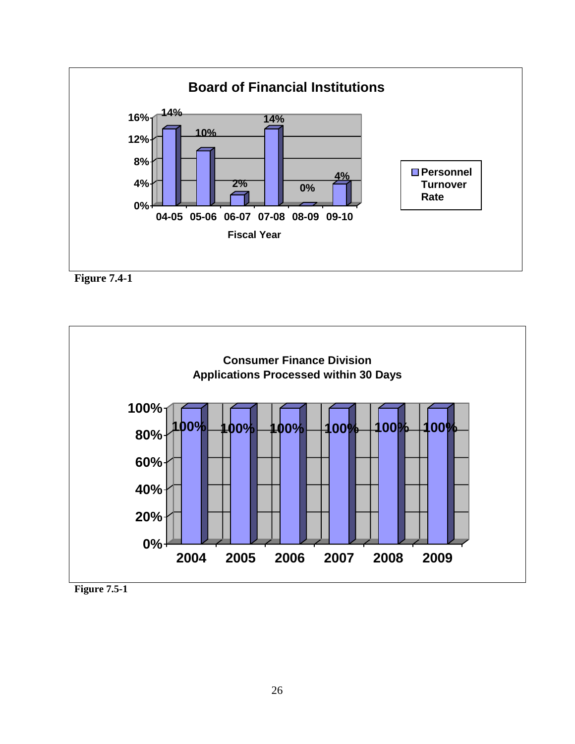**Board of Financial Institutions**

| Fiscal Year | Personnel Turnover Rate |
|---|---|
| 04-05 | 14% |
| 05-06 | 10% |
| 06-07 | 2% |
| 07-08 | 14% |
| 08-09 | 0% |
| 09-10 | 4% |

**Figure 7.4-1**

**Consumer Finance Division**
**Applications Processed within 30 Days**

| Year | Applications Processed within 30 Days |
|---|---|
| 2004 | 100% |
| 2005 | 100% |
| 2006 | 100% |
| 2007 | 100% |
| 2008 | 100% |
| 2009 | 100% |

**Figure 7.5-1**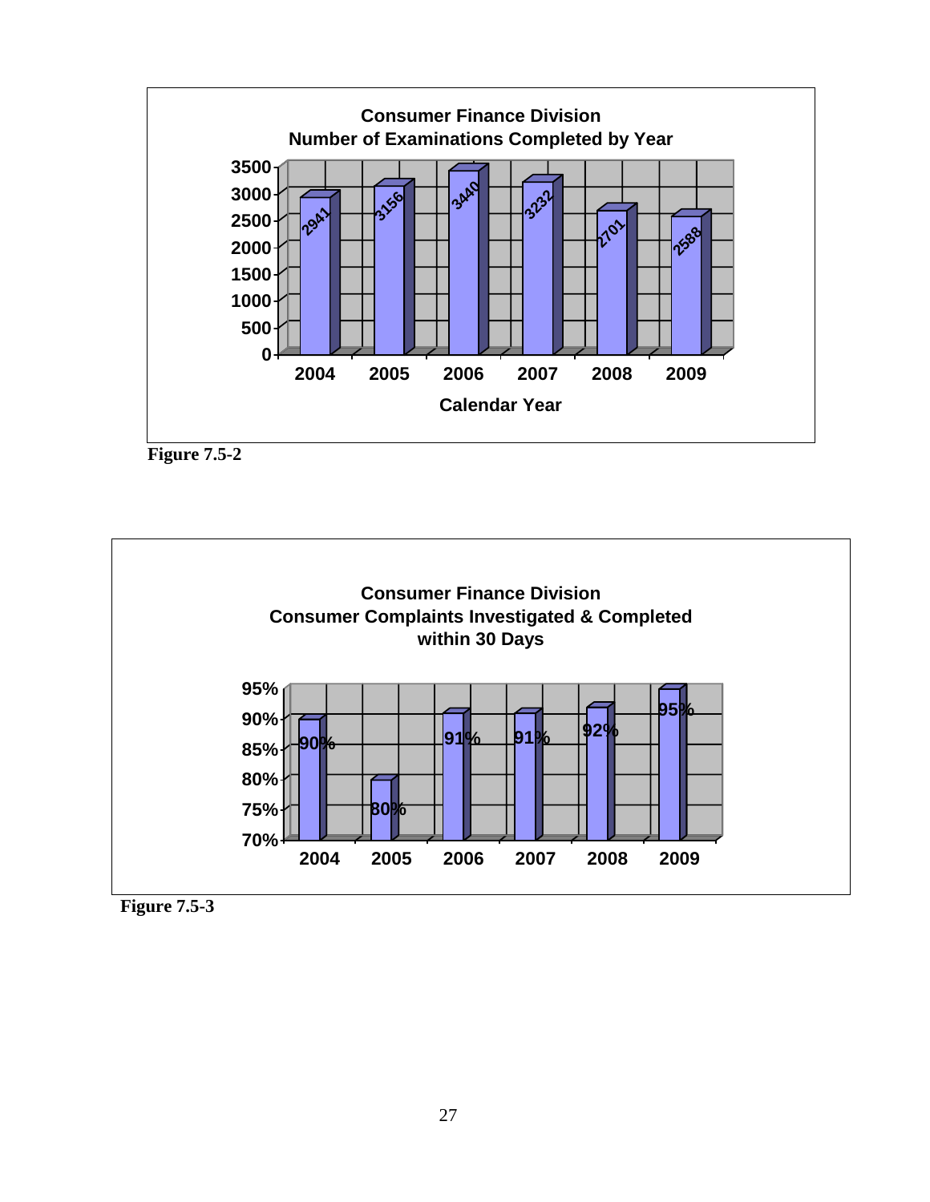**Consumer Finance Division**
**Number of Examinations Completed by Year**

| Calendar Year | Examinations Completed |
|---|---|
| 2004 | 2941 |
| 2005 | 3156 |
| 2006 | 3440 |
| 2007 | 3232 |
| 2008 | 2701 |
| 2009 | 2588 |

**Figure 7.5-2**

**Consumer Finance Division**
**Consumer Complaints Investigated & Completed within 30 Days**

| Year | Percentage |
|---|---|
| 2004 | 90% |
| 2005 | 80% |
| 2006 | 91% |
| 2007 | 91% |
| 2008 | 92% |
| 2009 | 95% |

**Figure 7.5-3**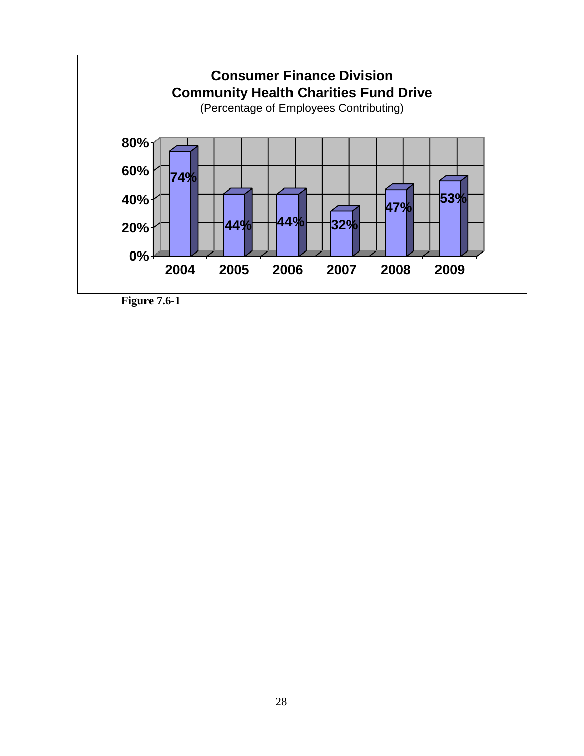**Consumer Finance Division**
**Community Health Charities Fund Drive**
(Percentage of Employees Contributing)

80%
60%
40%
20%
0%

74%
44%
44%
32%
47%
53%

2004
2005
2006
2007
2008
2009

**Figure 7.6-1**